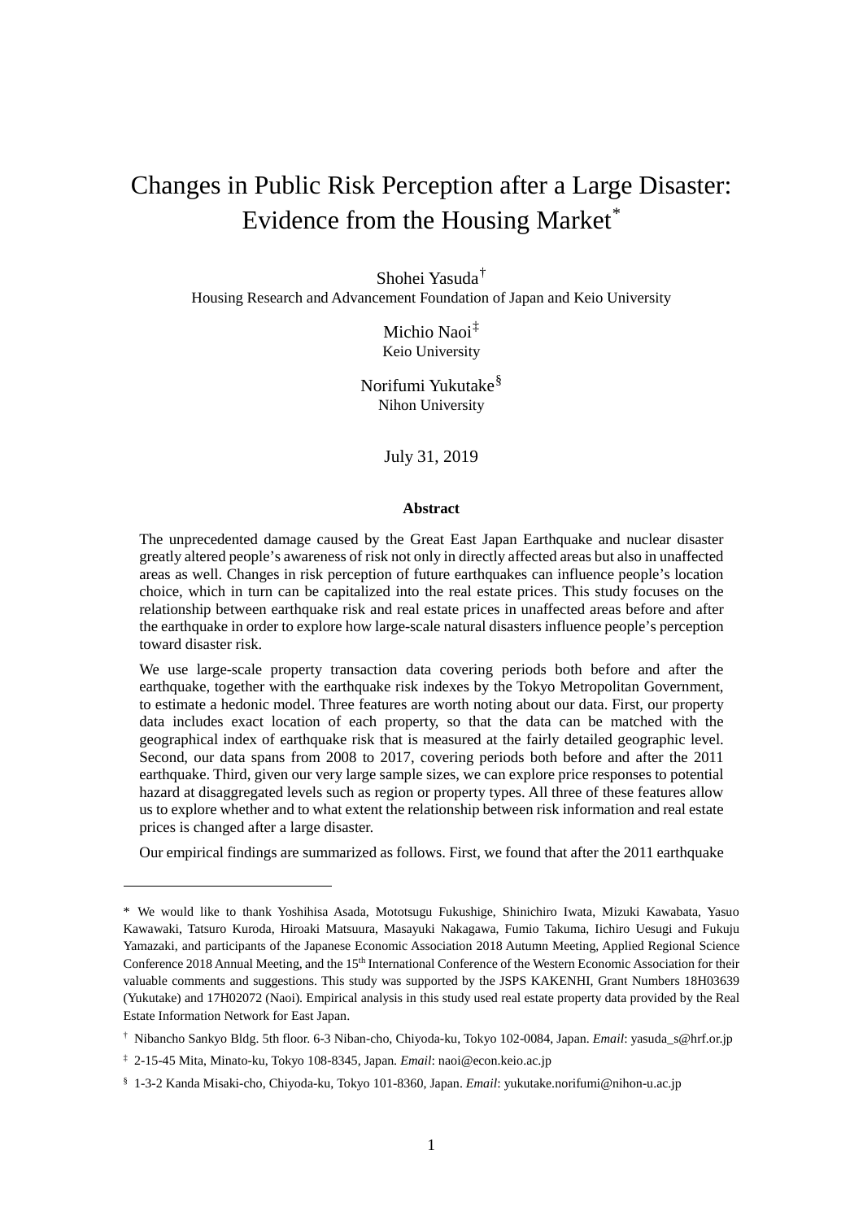# Changes in Public Risk Perception after a Large Disaster: Evidence from the Housing Market*

Shohei Yasuda†
Housing Research and Advancement Foundation of Japan and Keio University

Michio Naoi‡
Keio University

Norifumi Yukutake§
Nihon University

July 31, 2019

**Abstract**

The unprecedented damage caused by the Great East Japan Earthquake and nuclear disaster greatly altered people's awareness of risk not only in directly affected areas but also in unaffected areas as well. Changes in risk perception of future earthquakes can influence people's location choice, which in turn can be capitalized into the real estate prices. This study focuses on the relationship between earthquake risk and real estate prices in unaffected areas before and after the earthquake in order to explore how large-scale natural disasters influence people's perception toward disaster risk.

We use large-scale property transaction data covering periods both before and after the earthquake, together with the earthquake risk indexes by the Tokyo Metropolitan Government, to estimate a hedonic model. Three features are worth noting about our data. First, our property data includes exact location of each property, so that the data can be matched with the geographical index of earthquake risk that is measured at the fairly detailed geographic level. Second, our data spans from 2008 to 2017, covering periods both before and after the 2011 earthquake. Third, given our very large sample sizes, we can explore price responses to potential hazard at disaggregated levels such as region or property types. All three of these features allow us to explore whether and to what extent the relationship between risk information and real estate prices is changed after a large disaster.

Our empirical findings are summarized as follows. First, we found that after the 2011 earthquake

---

* We would like to thank Yoshihisa Asada, Mototsugu Fukushige, Shinichiro Iwata, Mizuki Kawabata, Yasuo Kawawaki, Tatsuro Kuroda, Hiroaki Matsuura, Masayuki Nakagawa, Fumio Takuma, Iichiro Uesugi and Fukuju Yamazaki, and participants of the Japanese Economic Association 2018 Autumn Meeting, Applied Regional Science Conference 2018 Annual Meeting, and the 15th International Conference of the Western Economic Association for their valuable comments and suggestions. This study was supported by the JSPS KAKENHI, Grant Numbers 18H03639 (Yukutake) and 17H02072 (Naoi). Empirical analysis in this study used real estate property data provided by the Real Estate Information Network for East Japan.

† Nibancho Sankyo Bldg. 5th floor. 6-3 Niban-cho, Chiyoda-ku, Tokyo 102-0084, Japan. *Email*: yasuda_s@hrf.or.jp

‡ 2-15-45 Mita, Minato-ku, Tokyo 108-8345, Japan. *Email*: naoi@econ.keio.ac.jp

§ 1-3-2 Kanda Misaki-cho, Chiyoda-ku, Tokyo 101-8360, Japan. *Email*: yukutake.norifumi@nihon-u.ac.jp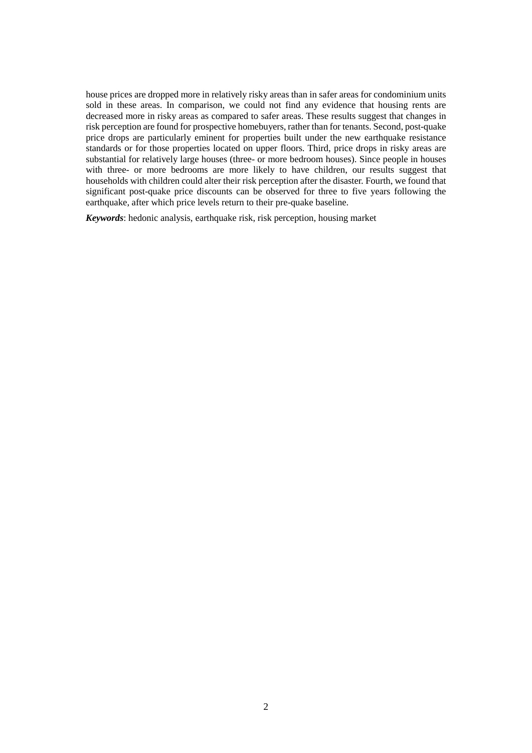house prices are dropped more in relatively risky areas than in safer areas for condominium units sold in these areas. In comparison, we could not find any evidence that housing rents are decreased more in risky areas as compared to safer areas. These results suggest that changes in risk perception are found for prospective homebuyers, rather than for tenants. Second, post-quake price drops are particularly eminent for properties built under the new earthquake resistance standards or for those properties located on upper floors. Third, price drops in risky areas are substantial for relatively large houses (three- or more bedroom houses). Since people in houses with three- or more bedrooms are more likely to have children, our results suggest that households with children could alter their risk perception after the disaster. Fourth, we found that significant post-quake price discounts can be observed for three to five years following the earthquake, after which price levels return to their pre-quake baseline.

***Keywords***: hedonic analysis, earthquake risk, risk perception, housing market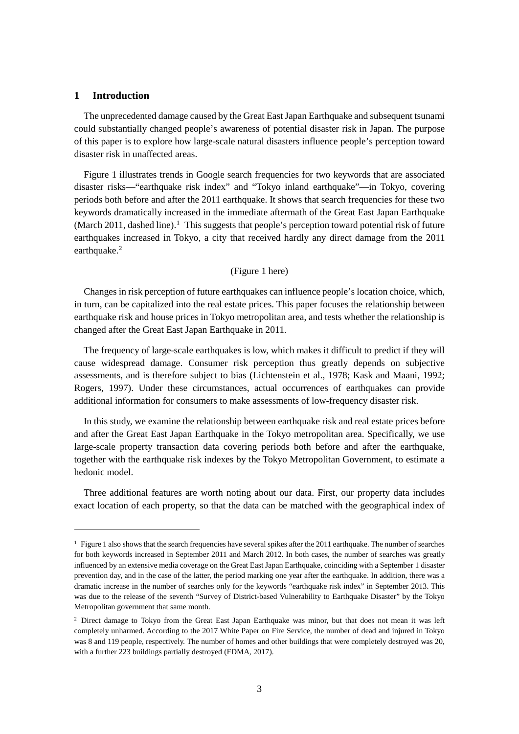## 1 Introduction

The unprecedented damage caused by the Great East Japan Earthquake and subsequent tsunami could substantially changed people's awareness of potential disaster risk in Japan. The purpose of this paper is to explore how large-scale natural disasters influence people's perception toward disaster risk in unaffected areas.

Figure 1 illustrates trends in Google search frequencies for two keywords that are associated disaster risks—"earthquake risk index" and "Tokyo inland earthquake"—in Tokyo, covering periods both before and after the 2011 earthquake. It shows that search frequencies for these two keywords dramatically increased in the immediate aftermath of the Great East Japan Earthquake (March 2011, dashed line).[1] This suggests that people's perception toward potential risk of future earthquakes increased in Tokyo, a city that received hardly any direct damage from the 2011 earthquake.[2]

(Figure 1 here)

Changes in risk perception of future earthquakes can influence people's location choice, which, in turn, can be capitalized into the real estate prices. This paper focuses the relationship between earthquake risk and house prices in Tokyo metropolitan area, and tests whether the relationship is changed after the Great East Japan Earthquake in 2011.

The frequency of large-scale earthquakes is low, which makes it difficult to predict if they will cause widespread damage. Consumer risk perception thus greatly depends on subjective assessments, and is therefore subject to bias (Lichtenstein et al., 1978; Kask and Maani, 1992; Rogers, 1997). Under these circumstances, actual occurrences of earthquakes can provide additional information for consumers to make assessments of low-frequency disaster risk.

In this study, we examine the relationship between earthquake risk and real estate prices before and after the Great East Japan Earthquake in the Tokyo metropolitan area. Specifically, we use large-scale property transaction data covering periods both before and after the earthquake, together with the earthquake risk indexes by the Tokyo Metropolitan Government, to estimate a hedonic model.

Three additional features are worth noting about our data. First, our property data includes exact location of each property, so that the data can be matched with the geographical index of

---

[1] Figure 1 also shows that the search frequencies have several spikes after the 2011 earthquake. The number of searches for both keywords increased in September 2011 and March 2012. In both cases, the number of searches was greatly influenced by an extensive media coverage on the Great East Japan Earthquake, coinciding with a September 1 disaster prevention day, and in the case of the latter, the period marking one year after the earthquake. In addition, there was a dramatic increase in the number of searches only for the keywords "earthquake risk index" in September 2013. This was due to the release of the seventh "Survey of District-based Vulnerability to Earthquake Disaster" by the Tokyo Metropolitan government that same month.

[2] Direct damage to Tokyo from the Great East Japan Earthquake was minor, but that does not mean it was left completely unharmed. According to the 2017 White Paper on Fire Service, the number of dead and injured in Tokyo was 8 and 119 people, respectively. The number of homes and other buildings that were completely destroyed was 20, with a further 223 buildings partially destroyed (FDMA, 2017).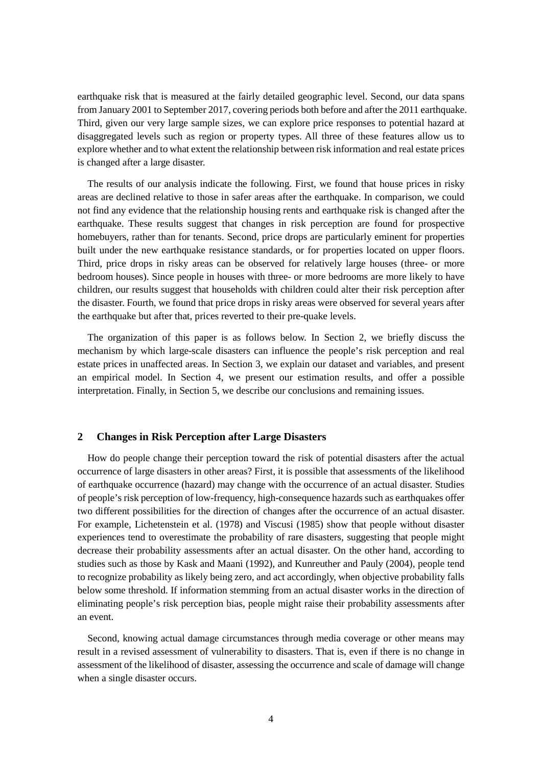earthquake risk that is measured at the fairly detailed geographic level. Second, our data spans from January 2001 to September 2017, covering periods both before and after the 2011 earthquake. Third, given our very large sample sizes, we can explore price responses to potential hazard at disaggregated levels such as region or property types. All three of these features allow us to explore whether and to what extent the relationship between risk information and real estate prices is changed after a large disaster.

The results of our analysis indicate the following. First, we found that house prices in risky areas are declined relative to those in safer areas after the earthquake. In comparison, we could not find any evidence that the relationship housing rents and earthquake risk is changed after the earthquake. These results suggest that changes in risk perception are found for prospective homebuyers, rather than for tenants. Second, price drops are particularly eminent for properties built under the new earthquake resistance standards, or for properties located on upper floors. Third, price drops in risky areas can be observed for relatively large houses (three- or more bedroom houses). Since people in houses with three- or more bedrooms are more likely to have children, our results suggest that households with children could alter their risk perception after the disaster. Fourth, we found that price drops in risky areas were observed for several years after the earthquake but after that, prices reverted to their pre-quake levels.

The organization of this paper is as follows below. In Section 2, we briefly discuss the mechanism by which large-scale disasters can influence the people's risk perception and real estate prices in unaffected areas. In Section 3, we explain our dataset and variables, and present an empirical model. In Section 4, we present our estimation results, and offer a possible interpretation. Finally, in Section 5, we describe our conclusions and remaining issues.

## 2 Changes in Risk Perception after Large Disasters

How do people change their perception toward the risk of potential disasters after the actual occurrence of large disasters in other areas? First, it is possible that assessments of the likelihood of earthquake occurrence (hazard) may change with the occurrence of an actual disaster. Studies of people's risk perception of low-frequency, high-consequence hazards such as earthquakes offer two different possibilities for the direction of changes after the occurrence of an actual disaster. For example, Lichetenstein et al. (1978) and Viscusi (1985) show that people without disaster experiences tend to overestimate the probability of rare disasters, suggesting that people might decrease their probability assessments after an actual disaster. On the other hand, according to studies such as those by Kask and Maani (1992), and Kunreuther and Pauly (2004), people tend to recognize probability as likely being zero, and act accordingly, when objective probability falls below some threshold. If information stemming from an actual disaster works in the direction of eliminating people's risk perception bias, people might raise their probability assessments after an event.

Second, knowing actual damage circumstances through media coverage or other means may result in a revised assessment of vulnerability to disasters. That is, even if there is no change in assessment of the likelihood of disaster, assessing the occurrence and scale of damage will change when a single disaster occurs.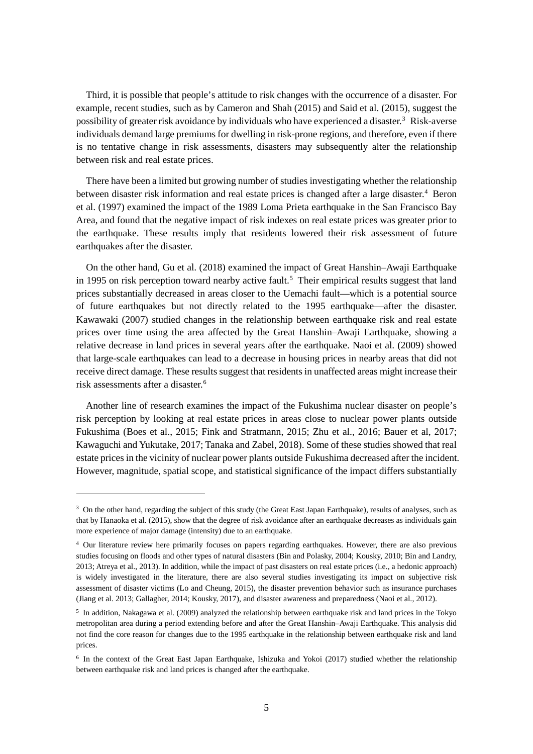Third, it is possible that people's attitude to risk changes with the occurrence of a disaster. For example, recent studies, such as by Cameron and Shah (2015) and Said et al. (2015), suggest the possibility of greater risk avoidance by individuals who have experienced a disaster.[3] Risk-averse individuals demand large premiums for dwelling in risk-prone regions, and therefore, even if there is no tentative change in risk assessments, disasters may subsequently alter the relationship between risk and real estate prices.

There have been a limited but growing number of studies investigating whether the relationship between disaster risk information and real estate prices is changed after a large disaster.[4] Beron et al. (1997) examined the impact of the 1989 Loma Prieta earthquake in the San Francisco Bay Area, and found that the negative impact of risk indexes on real estate prices was greater prior to the earthquake. These results imply that residents lowered their risk assessment of future earthquakes after the disaster.

On the other hand, Gu et al. (2018) examined the impact of Great Hanshin–Awaji Earthquake in 1995 on risk perception toward nearby active fault.[5] Their empirical results suggest that land prices substantially decreased in areas closer to the Uemachi fault—which is a potential source of future earthquakes but not directly related to the 1995 earthquake—after the disaster. Kawawaki (2007) studied changes in the relationship between earthquake risk and real estate prices over time using the area affected by the Great Hanshin–Awaji Earthquake, showing a relative decrease in land prices in several years after the earthquake. Naoi et al. (2009) showed that large-scale earthquakes can lead to a decrease in housing prices in nearby areas that did not receive direct damage. These results suggest that residents in unaffected areas might increase their risk assessments after a disaster.[6]

Another line of research examines the impact of the Fukushima nuclear disaster on people's risk perception by looking at real estate prices in areas close to nuclear power plants outside Fukushima (Boes et al., 2015; Fink and Stratmann, 2015; Zhu et al., 2016; Bauer et al, 2017; Kawaguchi and Yukutake, 2017; Tanaka and Zabel, 2018). Some of these studies showed that real estate prices in the vicinity of nuclear power plants outside Fukushima decreased after the incident. However, magnitude, spatial scope, and statistical significance of the impact differs substantially

---

[3] On the other hand, regarding the subject of this study (the Great East Japan Earthquake), results of analyses, such as that by Hanaoka et al. (2015), show that the degree of risk avoidance after an earthquake decreases as individuals gain more experience of major damage (intensity) due to an earthquake.

[4] Our literature review here primarily focuses on papers regarding earthquakes. However, there are also previous studies focusing on floods and other types of natural disasters (Bin and Polasky, 2004; Kousky, 2010; Bin and Landry, 2013; Atreya et al., 2013). In addition, while the impact of past disasters on real estate prices (i.e., a hedonic approach) is widely investigated in the literature, there are also several studies investigating its impact on subjective risk assessment of disaster victims (Lo and Cheung, 2015), the disaster prevention behavior such as insurance purchases (Jiang et al. 2013; Gallagher, 2014; Kousky, 2017), and disaster awareness and preparedness (Naoi et al., 2012).

[5] In addition, Nakagawa et al. (2009) analyzed the relationship between earthquake risk and land prices in the Tokyo metropolitan area during a period extending before and after the Great Hanshin–Awaji Earthquake. This analysis did not find the core reason for changes due to the 1995 earthquake in the relationship between earthquake risk and land prices.

[6] In the context of the Great East Japan Earthquake, Ishizuka and Yokoi (2017) studied whether the relationship between earthquake risk and land prices is changed after the earthquake.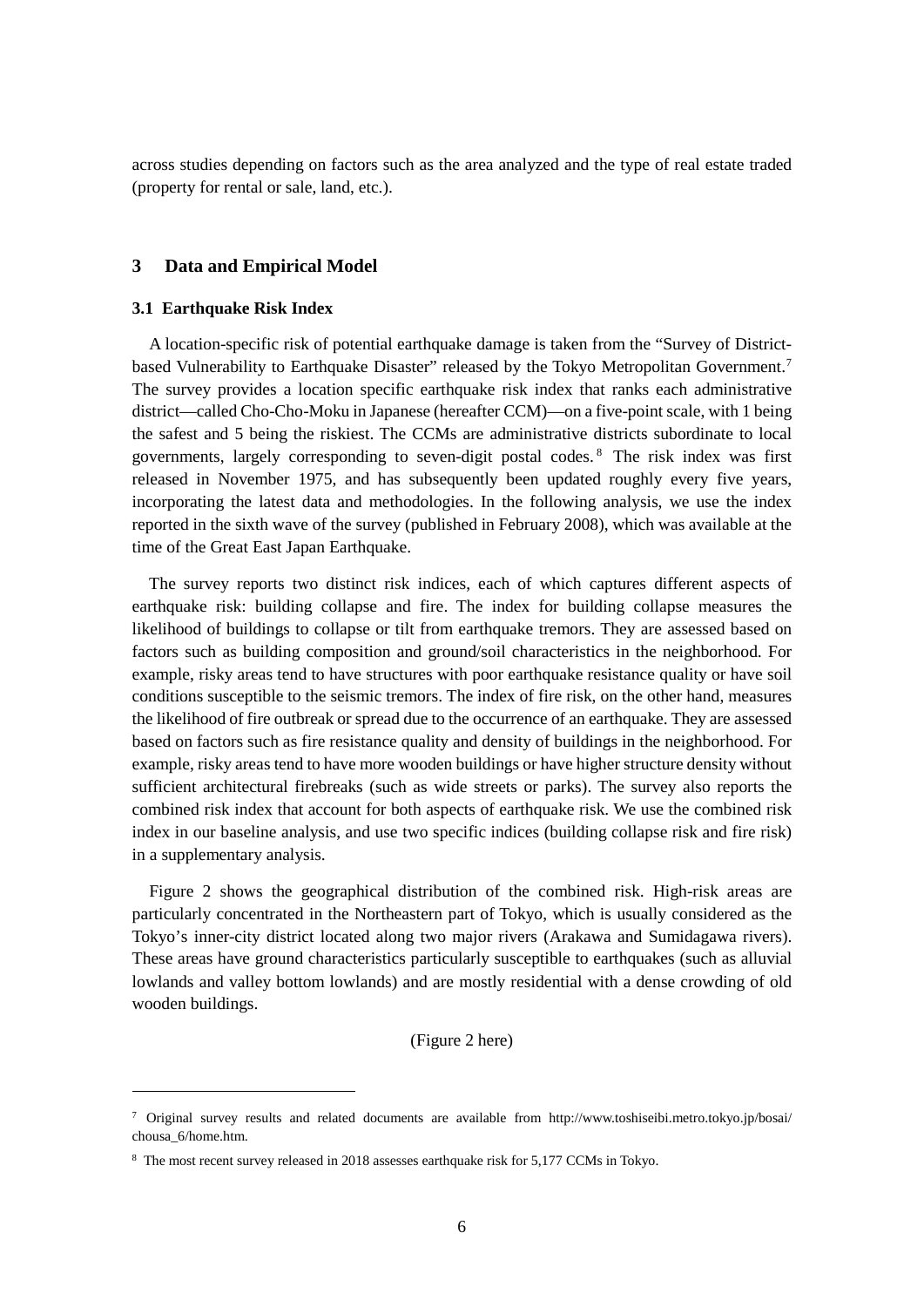across studies depending on factors such as the area analyzed and the type of real estate traded (property for rental or sale, land, etc.).

## 3 Data and Empirical Model

### 3.1 Earthquake Risk Index

A location-specific risk of potential earthquake damage is taken from the "Survey of District-based Vulnerability to Earthquake Disaster" released by the Tokyo Metropolitan Government.[7] The survey provides a location specific earthquake risk index that ranks each administrative district—called Cho-Cho-Moku in Japanese (hereafter CCM)—on a five-point scale, with 1 being the safest and 5 being the riskiest. The CCMs are administrative districts subordinate to local governments, largely corresponding to seven-digit postal codes.[8] The risk index was first released in November 1975, and has subsequently been updated roughly every five years, incorporating the latest data and methodologies. In the following analysis, we use the index reported in the sixth wave of the survey (published in February 2008), which was available at the time of the Great East Japan Earthquake.

The survey reports two distinct risk indices, each of which captures different aspects of earthquake risk: building collapse and fire. The index for building collapse measures the likelihood of buildings to collapse or tilt from earthquake tremors. They are assessed based on factors such as building composition and ground/soil characteristics in the neighborhood. For example, risky areas tend to have structures with poor earthquake resistance quality or have soil conditions susceptible to the seismic tremors. The index of fire risk, on the other hand, measures the likelihood of fire outbreak or spread due to the occurrence of an earthquake. They are assessed based on factors such as fire resistance quality and density of buildings in the neighborhood. For example, risky areas tend to have more wooden buildings or have higher structure density without sufficient architectural firebreaks (such as wide streets or parks). The survey also reports the combined risk index that account for both aspects of earthquake risk. We use the combined risk index in our baseline analysis, and use two specific indices (building collapse risk and fire risk) in a supplementary analysis.

Figure 2 shows the geographical distribution of the combined risk. High-risk areas are particularly concentrated in the Northeastern part of Tokyo, which is usually considered as the Tokyo's inner-city district located along two major rivers (Arakawa and Sumidagawa rivers). These areas have ground characteristics particularly susceptible to earthquakes (such as alluvial lowlands and valley bottom lowlands) and are mostly residential with a dense crowding of old wooden buildings.

(Figure 2 here)

---

[7] Original survey results and related documents are available from http://www.toshiseibi.metro.tokyo.jp/bosai/chousa_6/home.htm.

[8] The most recent survey released in 2018 assesses earthquake risk for 5,177 CCMs in Tokyo.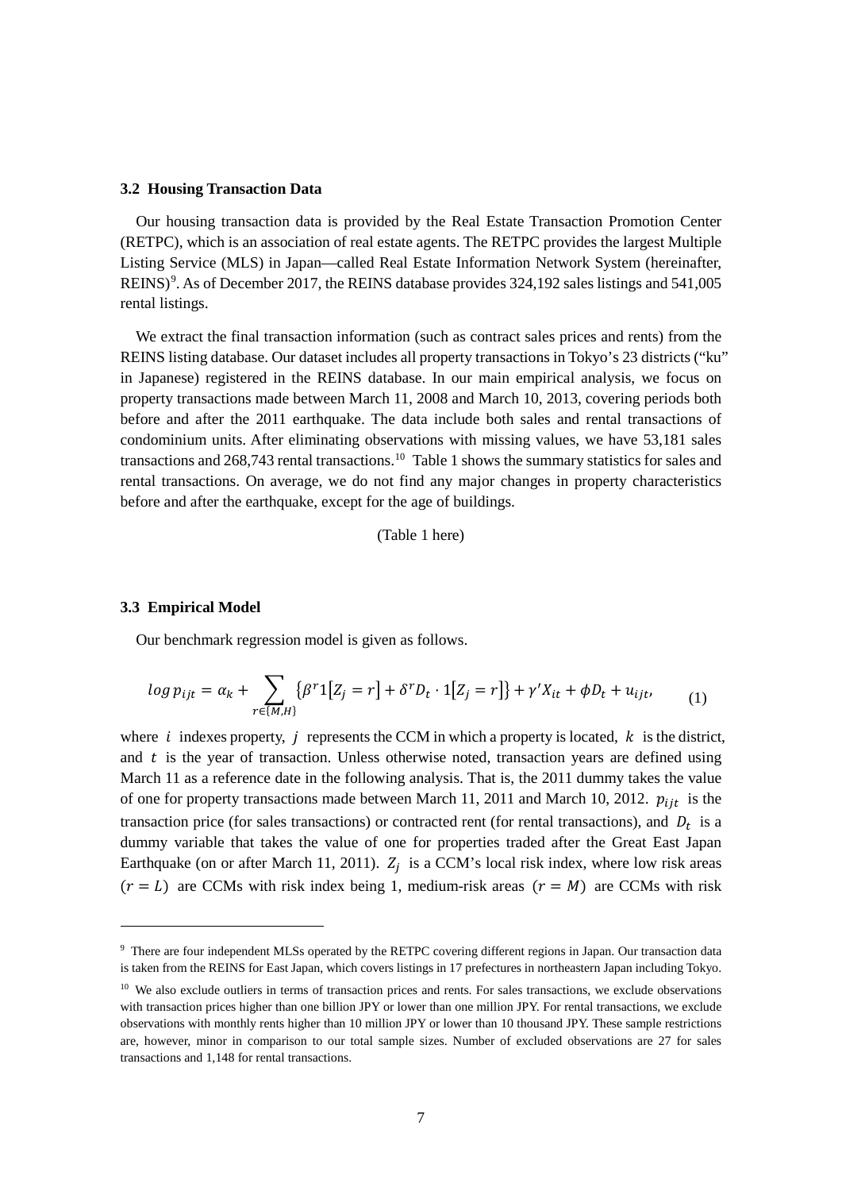### 3.2 Housing Transaction Data

Our housing transaction data is provided by the Real Estate Transaction Promotion Center (RETPC), which is an association of real estate agents. The RETPC provides the largest Multiple Listing Service (MLS) in Japan—called Real Estate Information Network System (hereinafter, REINS)[9]. As of December 2017, the REINS database provides 324,192 sales listings and 541,005 rental listings.

We extract the final transaction information (such as contract sales prices and rents) from the REINS listing database. Our dataset includes all property transactions in Tokyo's 23 districts ("ku" in Japanese) registered in the REINS database. In our main empirical analysis, we focus on property transactions made between March 11, 2008 and March 10, 2013, covering periods both before and after the 2011 earthquake. The data include both sales and rental transactions of condominium units. After eliminating observations with missing values, we have 53,181 sales transactions and 268,743 rental transactions.[10] Table 1 shows the summary statistics for sales and rental transactions. On average, we do not find any major changes in property characteristics before and after the earthquake, except for the age of buildings.

(Table 1 here)

### 3.3 Empirical Model

Our benchmark regression model is given as follows.

$$log\, p_{ijt} = \alpha_k + \sum_{r \in \{M,H\}} \{\beta^r 1[Z_j = r] + \delta^r D_t \cdot 1[Z_j = r]\} + \gamma' X_{it} + \phi D_t + u_{ijt}, \tag{1}$$

where $i$ indexes property, $j$ represents the CCM in which a property is located, $k$ is the district, and $t$ is the year of transaction. Unless otherwise noted, transaction years are defined using March 11 as a reference date in the following analysis. That is, the 2011 dummy takes the value of one for property transactions made between March 11, 2011 and March 10, 2012. $p_{ijt}$ is the transaction price (for sales transactions) or contracted rent (for rental transactions), and $D_t$ is a dummy variable that takes the value of one for properties traded after the Great East Japan Earthquake (on or after March 11, 2011). $Z_j$ is a CCM's local risk index, where low risk areas $(r = L)$ are CCMs with risk index being 1, medium-risk areas $(r = M)$ are CCMs with risk

---

[9] There are four independent MLSs operated by the RETPC covering different regions in Japan. Our transaction data is taken from the REINS for East Japan, which covers listings in 17 prefectures in northeastern Japan including Tokyo.

[10] We also exclude outliers in terms of transaction prices and rents. For sales transactions, we exclude observations with transaction prices higher than one billion JPY or lower than one million JPY. For rental transactions, we exclude observations with monthly rents higher than 10 million JPY or lower than 10 thousand JPY. These sample restrictions are, however, minor in comparison to our total sample sizes. Number of excluded observations are 27 for sales transactions and 1,148 for rental transactions.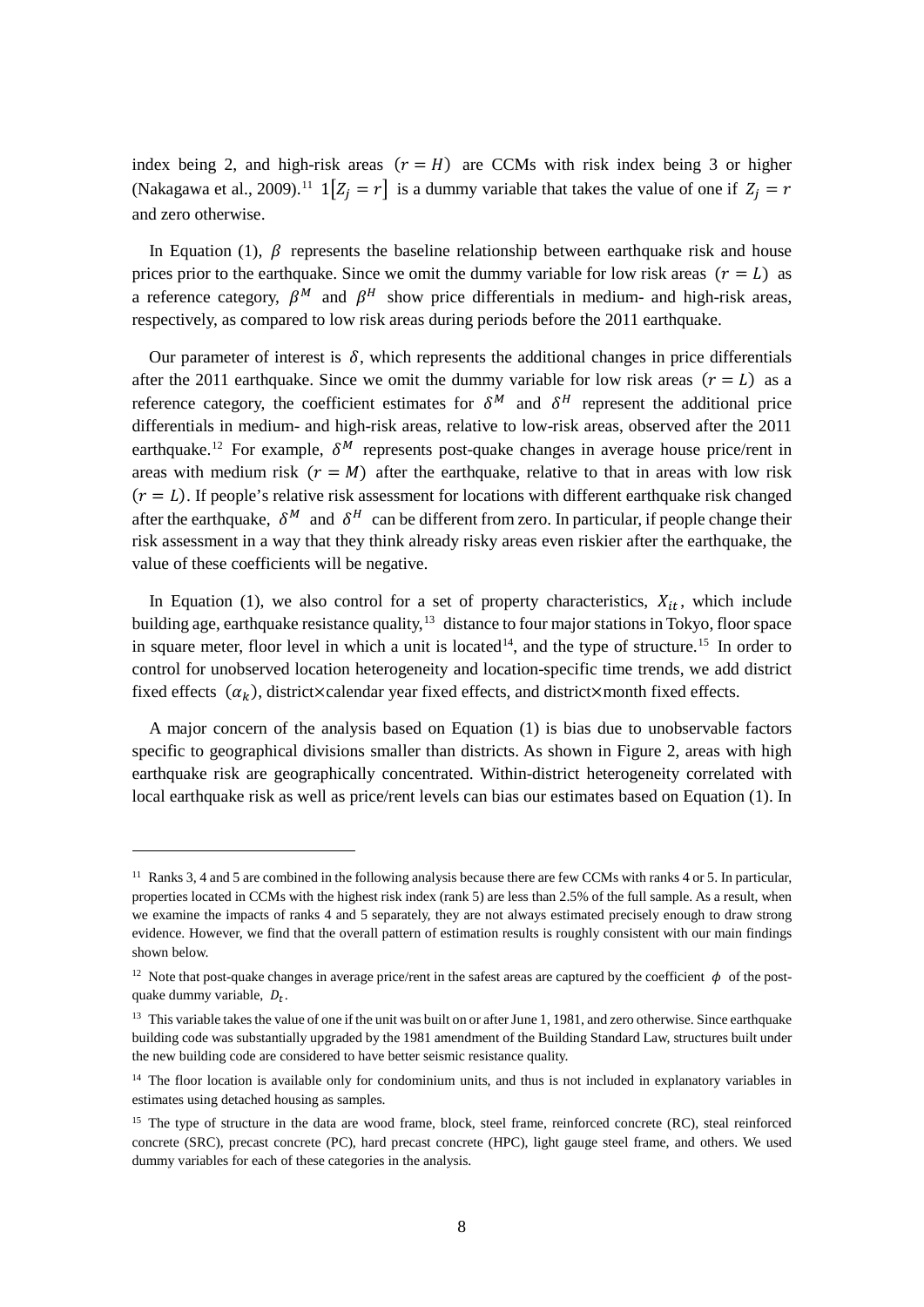index being 2, and high-risk areas $(r = H)$ are CCMs with risk index being 3 or higher (Nakagawa et al., 2009).[11] $1[Z_j = r]$ is a dummy variable that takes the value of one if $Z_j = r$ and zero otherwise.

In Equation (1), $\beta$ represents the baseline relationship between earthquake risk and house prices prior to the earthquake. Since we omit the dummy variable for low risk areas $(r = L)$ as a reference category, $\beta^M$ and $\beta^H$ show price differentials in medium- and high-risk areas, respectively, as compared to low risk areas during periods before the 2011 earthquake.

Our parameter of interest is $\delta$, which represents the additional changes in price differentials after the 2011 earthquake. Since we omit the dummy variable for low risk areas $(r = L)$ as a reference category, the coefficient estimates for $\delta^M$ and $\delta^H$ represent the additional price differentials in medium- and high-risk areas, relative to low-risk areas, observed after the 2011 earthquake.[12] For example, $\delta^M$ represents post-quake changes in average house price/rent in areas with medium risk $(r = M)$ after the earthquake, relative to that in areas with low risk $(r = L)$. If people's relative risk assessment for locations with different earthquake risk changed after the earthquake, $\delta^M$ and $\delta^H$ can be different from zero. In particular, if people change their risk assessment in a way that they think already risky areas even riskier after the earthquake, the value of these coefficients will be negative.

In Equation (1), we also control for a set of property characteristics, $X_{it}$, which include building age, earthquake resistance quality,[13] distance to four major stations in Tokyo, floor space in square meter, floor level in which a unit is located[14], and the type of structure.[15] In order to control for unobserved location heterogeneity and location-specific time trends, we add district fixed effects $(\alpha_k)$, district×calendar year fixed effects, and district×month fixed effects.

A major concern of the analysis based on Equation (1) is bias due to unobservable factors specific to geographical divisions smaller than districts. As shown in Figure 2, areas with high earthquake risk are geographically concentrated. Within-district heterogeneity correlated with local earthquake risk as well as price/rent levels can bias our estimates based on Equation (1). In

---

[11] Ranks 3, 4 and 5 are combined in the following analysis because there are few CCMs with ranks 4 or 5. In particular, properties located in CCMs with the highest risk index (rank 5) are less than 2.5% of the full sample. As a result, when we examine the impacts of ranks 4 and 5 separately, they are not always estimated precisely enough to draw strong evidence. However, we find that the overall pattern of estimation results is roughly consistent with our main findings shown below.

[12] Note that post-quake changes in average price/rent in the safest areas are captured by the coefficient $\phi$ of the post-quake dummy variable, $D_t$.

[13] This variable takes the value of one if the unit was built on or after June 1, 1981, and zero otherwise. Since earthquake building code was substantially upgraded by the 1981 amendment of the Building Standard Law, structures built under the new building code are considered to have better seismic resistance quality.

[14] The floor location is available only for condominium units, and thus is not included in explanatory variables in estimates using detached housing as samples.

[15] The type of structure in the data are wood frame, block, steel frame, reinforced concrete (RC), steal reinforced concrete (SRC), precast concrete (PC), hard precast concrete (HPC), light gauge steel frame, and others. We used dummy variables for each of these categories in the analysis.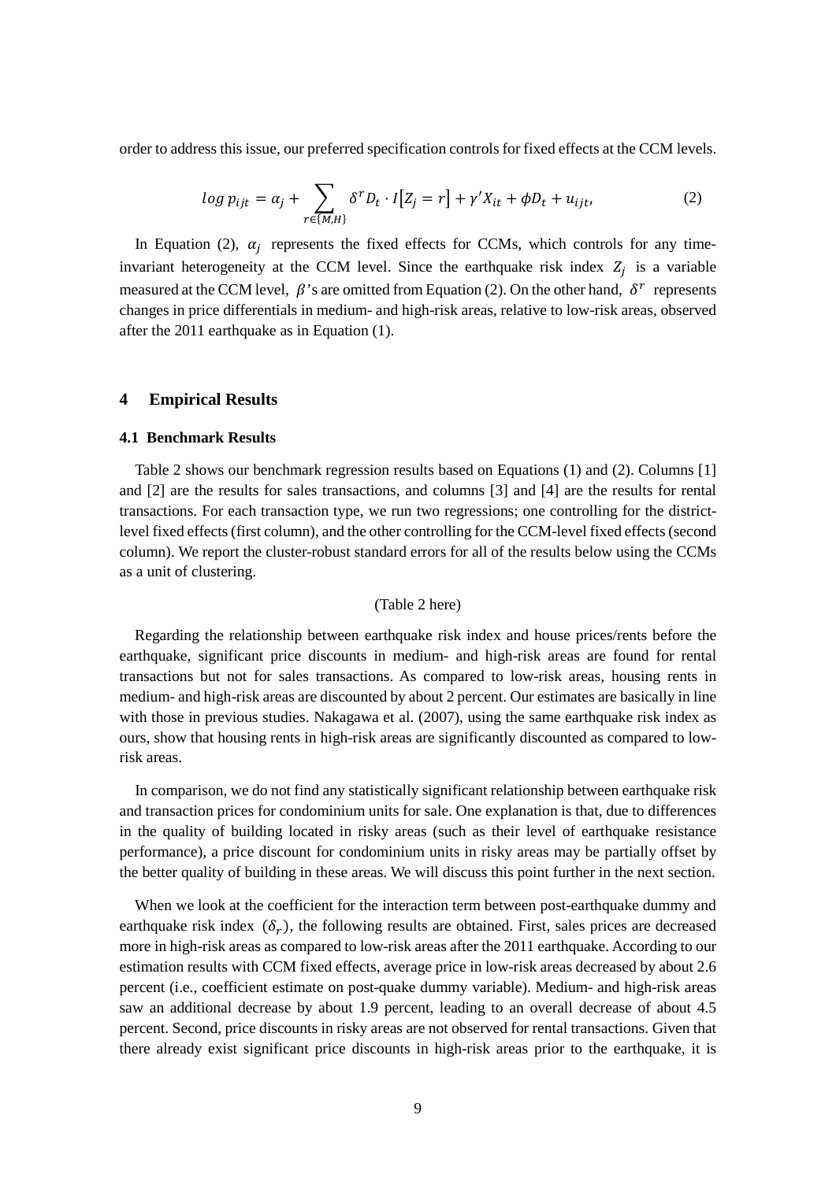order to address this issue, our preferred specification controls for fixed effects at the CCM levels.

$$log\ p_{ijt} = \alpha_j + \sum_{r \in \{M,H\}} \delta^r D_t \cdot I[Z_j = r] + \gamma' X_{it} + \phi D_t + u_{ijt}, \tag{2}$$

In Equation (2), $\alpha_j$ represents the fixed effects for CCMs, which controls for any time-invariant heterogeneity at the CCM level. Since the earthquake risk index $Z_j$ is a variable measured at the CCM level, $\beta$'s are omitted from Equation (2). On the other hand, $\delta^r$ represents changes in price differentials in medium- and high-risk areas, relative to low-risk areas, observed after the 2011 earthquake as in Equation (1).

## 4 Empirical Results

### 4.1 Benchmark Results

Table 2 shows our benchmark regression results based on Equations (1) and (2). Columns [1] and [2] are the results for sales transactions, and columns [3] and [4] are the results for rental transactions. For each transaction type, we run two regressions; one controlling for the district-level fixed effects (first column), and the other controlling for the CCM-level fixed effects (second column). We report the cluster-robust standard errors for all of the results below using the CCMs as a unit of clustering.

(Table 2 here)

Regarding the relationship between earthquake risk index and house prices/rents before the earthquake, significant price discounts in medium- and high-risk areas are found for rental transactions but not for sales transactions. As compared to low-risk areas, housing rents in medium- and high-risk areas are discounted by about 2 percent. Our estimates are basically in line with those in previous studies. Nakagawa et al. (2007), using the same earthquake risk index as ours, show that housing rents in high-risk areas are significantly discounted as compared to low-risk areas.

In comparison, we do not find any statistically significant relationship between earthquake risk and transaction prices for condominium units for sale. One explanation is that, due to differences in the quality of building located in risky areas (such as their level of earthquake resistance performance), a price discount for condominium units in risky areas may be partially offset by the better quality of building in these areas. We will discuss this point further in the next section.

When we look at the coefficient for the interaction term between post-earthquake dummy and earthquake risk index ($\delta_r$), the following results are obtained. First, sales prices are decreased more in high-risk areas as compared to low-risk areas after the 2011 earthquake. According to our estimation results with CCM fixed effects, average price in low-risk areas decreased by about 2.6 percent (i.e., coefficient estimate on post-quake dummy variable). Medium- and high-risk areas saw an additional decrease by about 1.9 percent, leading to an overall decrease of about 4.5 percent. Second, price discounts in risky areas are not observed for rental transactions. Given that there already exist significant price discounts in high-risk areas prior to the earthquake, it is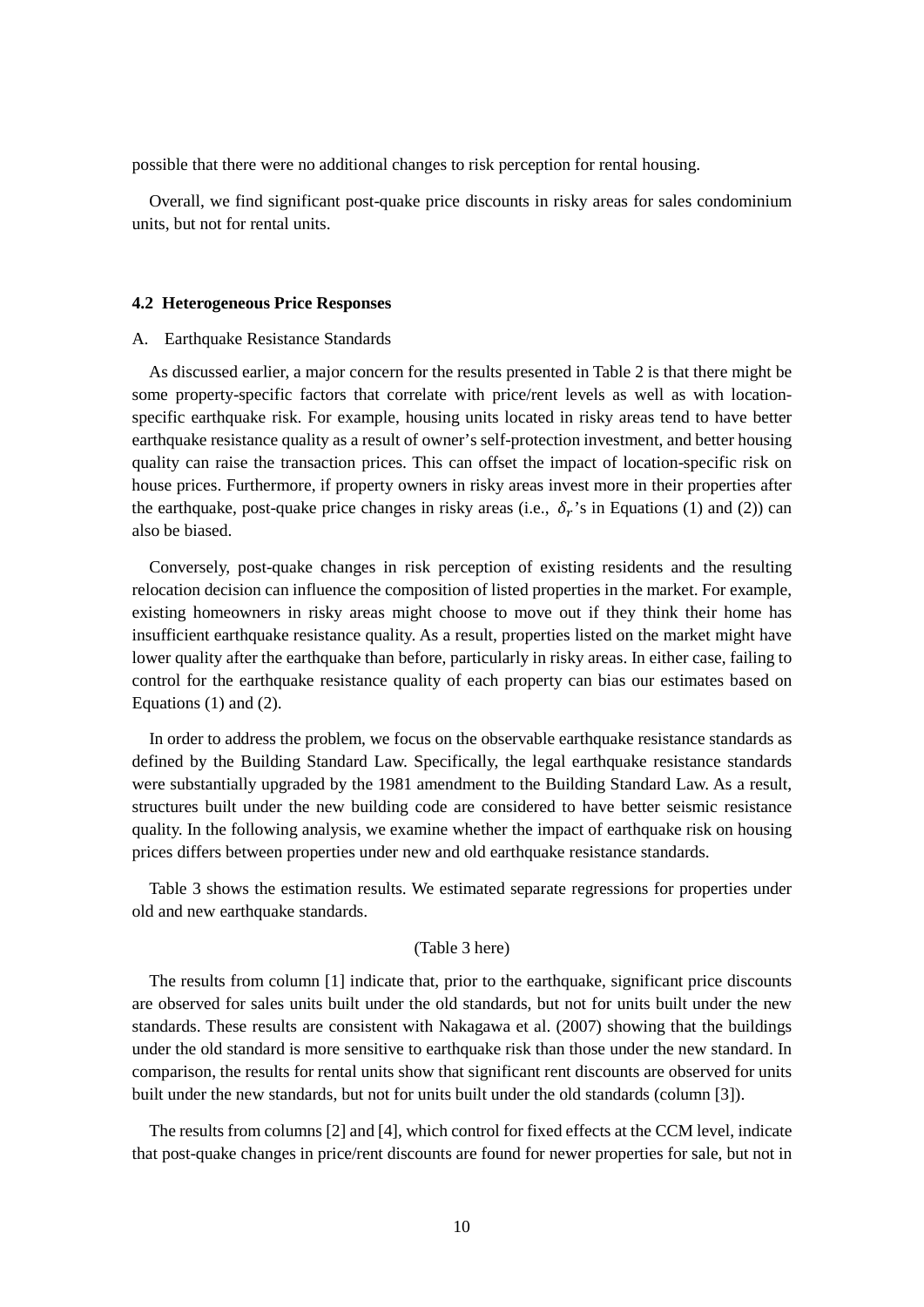possible that there were no additional changes to risk perception for rental housing.

Overall, we find significant post-quake price discounts in risky areas for sales condominium units, but not for rental units.

### 4.2 Heterogeneous Price Responses

A. Earthquake Resistance Standards

As discussed earlier, a major concern for the results presented in Table 2 is that there might be some property-specific factors that correlate with price/rent levels as well as with location-specific earthquake risk. For example, housing units located in risky areas tend to have better earthquake resistance quality as a result of owner's self-protection investment, and better housing quality can raise the transaction prices. This can offset the impact of location-specific risk on house prices. Furthermore, if property owners in risky areas invest more in their properties after the earthquake, post-quake price changes in risky areas (i.e., $\delta_r$'s in Equations (1) and (2)) can also be biased.

Conversely, post-quake changes in risk perception of existing residents and the resulting relocation decision can influence the composition of listed properties in the market. For example, existing homeowners in risky areas might choose to move out if they think their home has insufficient earthquake resistance quality. As a result, properties listed on the market might have lower quality after the earthquake than before, particularly in risky areas. In either case, failing to control for the earthquake resistance quality of each property can bias our estimates based on Equations (1) and (2).

In order to address the problem, we focus on the observable earthquake resistance standards as defined by the Building Standard Law. Specifically, the legal earthquake resistance standards were substantially upgraded by the 1981 amendment to the Building Standard Law. As a result, structures built under the new building code are considered to have better seismic resistance quality. In the following analysis, we examine whether the impact of earthquake risk on housing prices differs between properties under new and old earthquake resistance standards.

Table 3 shows the estimation results. We estimated separate regressions for properties under old and new earthquake standards.

(Table 3 here)

The results from column [1] indicate that, prior to the earthquake, significant price discounts are observed for sales units built under the old standards, but not for units built under the new standards. These results are consistent with Nakagawa et al. (2007) showing that the buildings under the old standard is more sensitive to earthquake risk than those under the new standard. In comparison, the results for rental units show that significant rent discounts are observed for units built under the new standards, but not for units built under the old standards (column [3]).

The results from columns [2] and [4], which control for fixed effects at the CCM level, indicate that post-quake changes in price/rent discounts are found for newer properties for sale, but not in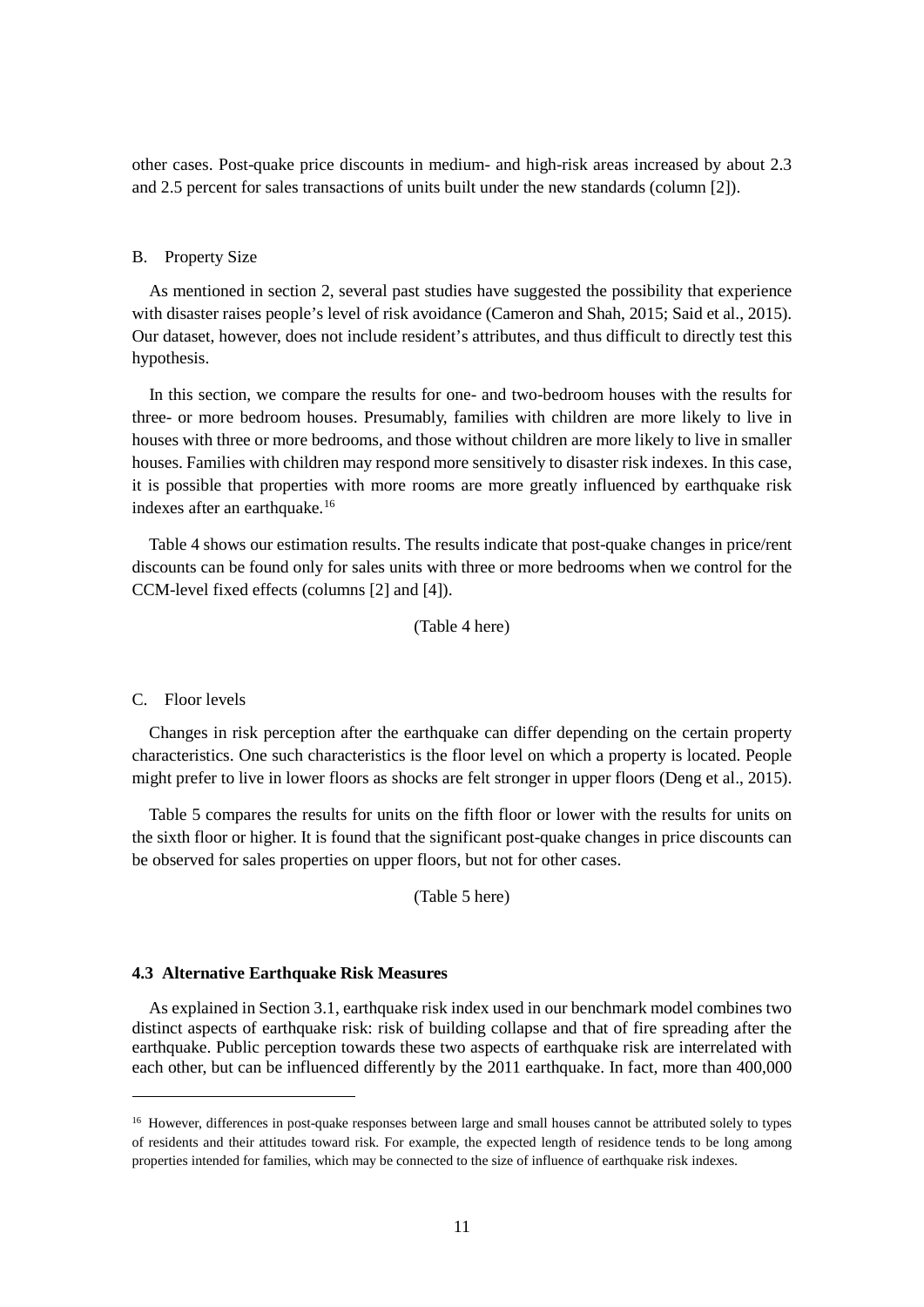other cases. Post-quake price discounts in medium- and high-risk areas increased by about 2.3 and 2.5 percent for sales transactions of units built under the new standards (column [2]).

B. Property Size

As mentioned in section 2, several past studies have suggested the possibility that experience with disaster raises people's level of risk avoidance (Cameron and Shah, 2015; Said et al., 2015). Our dataset, however, does not include resident's attributes, and thus difficult to directly test this hypothesis.

In this section, we compare the results for one- and two-bedroom houses with the results for three- or more bedroom houses. Presumably, families with children are more likely to live in houses with three or more bedrooms, and those without children are more likely to live in smaller houses. Families with children may respond more sensitively to disaster risk indexes. In this case, it is possible that properties with more rooms are more greatly influenced by earthquake risk indexes after an earthquake.[16]

Table 4 shows our estimation results. The results indicate that post-quake changes in price/rent discounts can be found only for sales units with three or more bedrooms when we control for the CCM-level fixed effects (columns [2] and [4]).

(Table 4 here)

C. Floor levels

Changes in risk perception after the earthquake can differ depending on the certain property characteristics. One such characteristics is the floor level on which a property is located. People might prefer to live in lower floors as shocks are felt stronger in upper floors (Deng et al., 2015).

Table 5 compares the results for units on the fifth floor or lower with the results for units on the sixth floor or higher. It is found that the significant post-quake changes in price discounts can be observed for sales properties on upper floors, but not for other cases.

(Table 5 here)

### 4.3 Alternative Earthquake Risk Measures

As explained in Section 3.1, earthquake risk index used in our benchmark model combines two distinct aspects of earthquake risk: risk of building collapse and that of fire spreading after the earthquake. Public perception towards these two aspects of earthquake risk are interrelated with each other, but can be influenced differently by the 2011 earthquake. In fact, more than 400,000

[16] However, differences in post-quake responses between large and small houses cannot be attributed solely to types of residents and their attitudes toward risk. For example, the expected length of residence tends to be long among properties intended for families, which may be connected to the size of influence of earthquake risk indexes.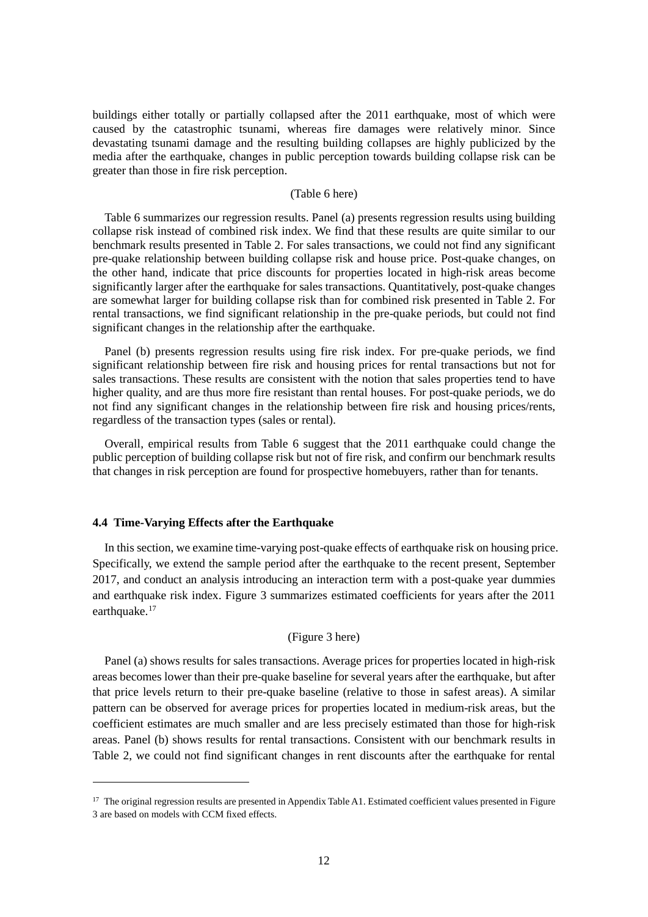buildings either totally or partially collapsed after the 2011 earthquake, most of which were caused by the catastrophic tsunami, whereas fire damages were relatively minor. Since devastating tsunami damage and the resulting building collapses are highly publicized by the media after the earthquake, changes in public perception towards building collapse risk can be greater than those in fire risk perception.

(Table 6 here)

Table 6 summarizes our regression results. Panel (a) presents regression results using building collapse risk instead of combined risk index. We find that these results are quite similar to our benchmark results presented in Table 2. For sales transactions, we could not find any significant pre-quake relationship between building collapse risk and house price. Post-quake changes, on the other hand, indicate that price discounts for properties located in high-risk areas become significantly larger after the earthquake for sales transactions. Quantitatively, post-quake changes are somewhat larger for building collapse risk than for combined risk presented in Table 2. For rental transactions, we find significant relationship in the pre-quake periods, but could not find significant changes in the relationship after the earthquake.

Panel (b) presents regression results using fire risk index. For pre-quake periods, we find significant relationship between fire risk and housing prices for rental transactions but not for sales transactions. These results are consistent with the notion that sales properties tend to have higher quality, and are thus more fire resistant than rental houses. For post-quake periods, we do not find any significant changes in the relationship between fire risk and housing prices/rents, regardless of the transaction types (sales or rental).

Overall, empirical results from Table 6 suggest that the 2011 earthquake could change the public perception of building collapse risk but not of fire risk, and confirm our benchmark results that changes in risk perception are found for prospective homebuyers, rather than for tenants.

### 4.4 Time-Varying Effects after the Earthquake

In this section, we examine time-varying post-quake effects of earthquake risk on housing price. Specifically, we extend the sample period after the earthquake to the recent present, September 2017, and conduct an analysis introducing an interaction term with a post-quake year dummies and earthquake risk index. Figure 3 summarizes estimated coefficients for years after the 2011 earthquake.[17]

(Figure 3 here)

Panel (a) shows results for sales transactions. Average prices for properties located in high-risk areas becomes lower than their pre-quake baseline for several years after the earthquake, but after that price levels return to their pre-quake baseline (relative to those in safest areas). A similar pattern can be observed for average prices for properties located in medium-risk areas, but the coefficient estimates are much smaller and are less precisely estimated than those for high-risk areas. Panel (b) shows results for rental transactions. Consistent with our benchmark results in Table 2, we could not find significant changes in rent discounts after the earthquake for rental

---

[17] The original regression results are presented in Appendix Table A1. Estimated coefficient values presented in Figure 3 are based on models with CCM fixed effects.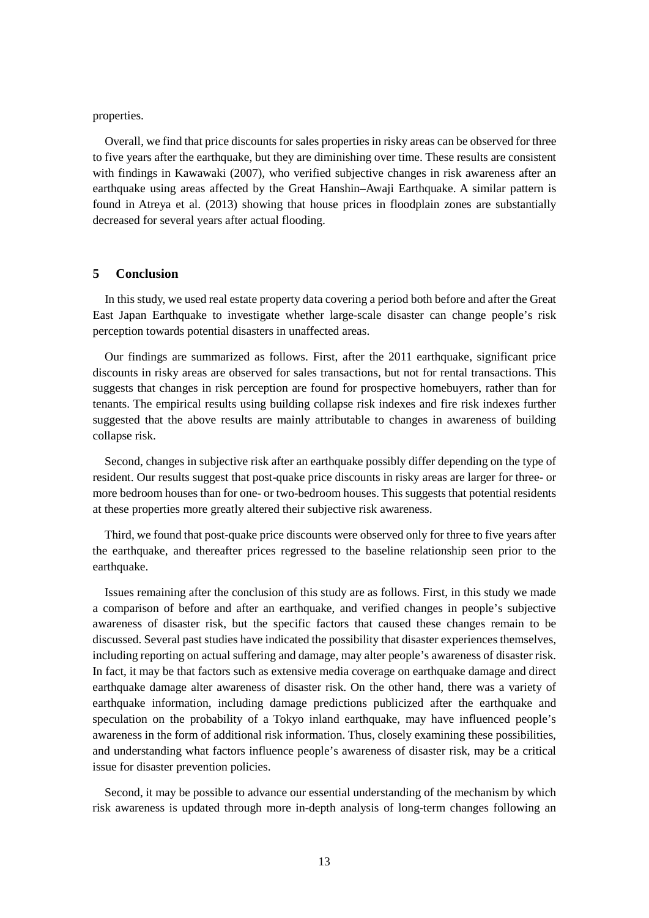properties.

Overall, we find that price discounts for sales properties in risky areas can be observed for three to five years after the earthquake, but they are diminishing over time. These results are consistent with findings in Kawawaki (2007), who verified subjective changes in risk awareness after an earthquake using areas affected by the Great Hanshin–Awaji Earthquake. A similar pattern is found in Atreya et al. (2013) showing that house prices in floodplain zones are substantially decreased for several years after actual flooding.

## 5 Conclusion

In this study, we used real estate property data covering a period both before and after the Great East Japan Earthquake to investigate whether large-scale disaster can change people's risk perception towards potential disasters in unaffected areas.

Our findings are summarized as follows. First, after the 2011 earthquake, significant price discounts in risky areas are observed for sales transactions, but not for rental transactions. This suggests that changes in risk perception are found for prospective homebuyers, rather than for tenants. The empirical results using building collapse risk indexes and fire risk indexes further suggested that the above results are mainly attributable to changes in awareness of building collapse risk.

Second, changes in subjective risk after an earthquake possibly differ depending on the type of resident. Our results suggest that post-quake price discounts in risky areas are larger for three- or more bedroom houses than for one- or two-bedroom houses. This suggests that potential residents at these properties more greatly altered their subjective risk awareness.

Third, we found that post-quake price discounts were observed only for three to five years after the earthquake, and thereafter prices regressed to the baseline relationship seen prior to the earthquake.

Issues remaining after the conclusion of this study are as follows. First, in this study we made a comparison of before and after an earthquake, and verified changes in people's subjective awareness of disaster risk, but the specific factors that caused these changes remain to be discussed. Several past studies have indicated the possibility that disaster experiences themselves, including reporting on actual suffering and damage, may alter people's awareness of disaster risk. In fact, it may be that factors such as extensive media coverage on earthquake damage and direct earthquake damage alter awareness of disaster risk. On the other hand, there was a variety of earthquake information, including damage predictions publicized after the earthquake and speculation on the probability of a Tokyo inland earthquake, may have influenced people's awareness in the form of additional risk information. Thus, closely examining these possibilities, and understanding what factors influence people's awareness of disaster risk, may be a critical issue for disaster prevention policies.

Second, it may be possible to advance our essential understanding of the mechanism by which risk awareness is updated through more in-depth analysis of long-term changes following an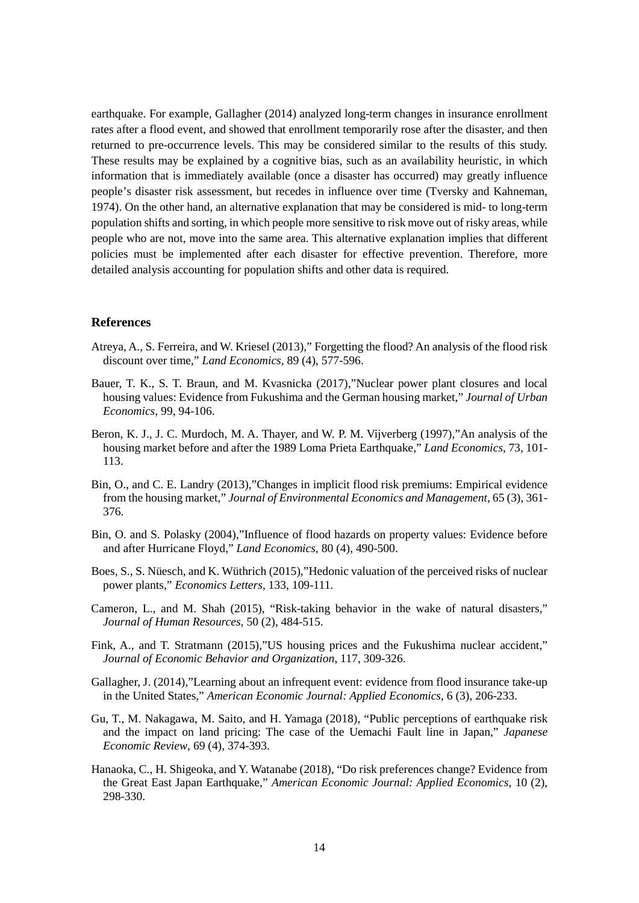earthquake. For example, Gallagher (2014) analyzed long-term changes in insurance enrollment rates after a flood event, and showed that enrollment temporarily rose after the disaster, and then returned to pre-occurrence levels. This may be considered similar to the results of this study. These results may be explained by a cognitive bias, such as an availability heuristic, in which information that is immediately available (once a disaster has occurred) may greatly influence people's disaster risk assessment, but recedes in influence over time (Tversky and Kahneman, 1974). On the other hand, an alternative explanation that may be considered is mid- to long-term population shifts and sorting, in which people more sensitive to risk move out of risky areas, while people who are not, move into the same area. This alternative explanation implies that different policies must be implemented after each disaster for effective prevention. Therefore, more detailed analysis accounting for population shifts and other data is required.

## References

Atreya, A., S. Ferreira, and W. Kriesel (2013)," Forgetting the flood? An analysis of the flood risk discount over time," *Land Economics*, 89 (4), 577-596.

Bauer, T. K., S. T. Braun, and M. Kvasnicka (2017),"Nuclear power plant closures and local housing values: Evidence from Fukushima and the German housing market," *Journal of Urban Economics*, 99, 94-106.

Beron, K. J., J. C. Murdoch, M. A. Thayer, and W. P. M. Vijverberg (1997),"An analysis of the housing market before and after the 1989 Loma Prieta Earthquake," *Land Economics*, 73, 101-113.

Bin, O., and C. E. Landry (2013),"Changes in implicit flood risk premiums: Empirical evidence from the housing market," *Journal of Environmental Economics and Management*, 65 (3), 361-376.

Bin, O. and S. Polasky (2004),"Influence of flood hazards on property values: Evidence before and after Hurricane Floyd," *Land Economics*, 80 (4), 490-500.

Boes, S., S. Nüesch, and K. Wüthrich (2015),"Hedonic valuation of the perceived risks of nuclear power plants," *Economics Letters*, 133, 109-111.

Cameron, L., and M. Shah (2015), "Risk-taking behavior in the wake of natural disasters," *Journal of Human Resources*, 50 (2), 484-515.

Fink, A., and T. Stratmann (2015),"US housing prices and the Fukushima nuclear accident," *Journal of Economic Behavior and Organization*, 117, 309-326.

Gallagher, J. (2014),"Learning about an infrequent event: evidence from flood insurance take-up in the United States," *American Economic Journal: Applied Economics*, 6 (3), 206-233.

Gu, T., M. Nakagawa, M. Saito, and H. Yamaga (2018), "Public perceptions of earthquake risk and the impact on land pricing: The case of the Uemachi Fault line in Japan," *Japanese Economic Review*, 69 (4), 374-393.

Hanaoka, C., H. Shigeoka, and Y. Watanabe (2018), "Do risk preferences change? Evidence from the Great East Japan Earthquake," *American Economic Journal: Applied Economics*, 10 (2), 298-330.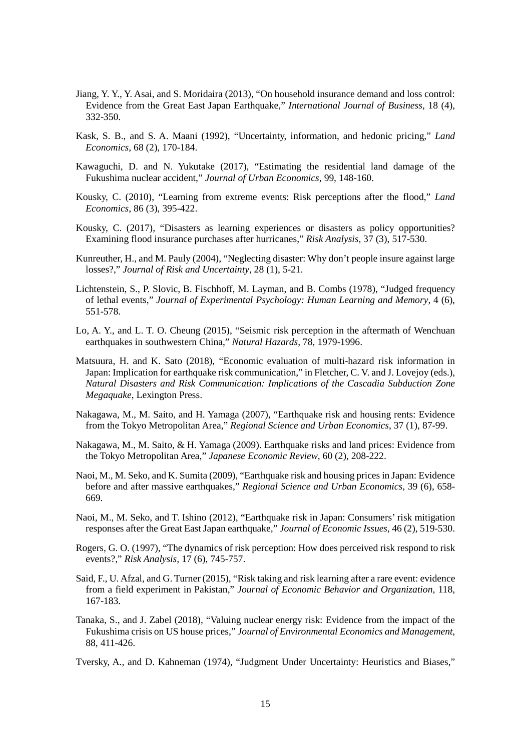Jiang, Y. Y., Y. Asai, and S. Moridaira (2013), "On household insurance demand and loss control: Evidence from the Great East Japan Earthquake," *International Journal of Business*, 18 (4), 332-350.

Kask, S. B., and S. A. Maani (1992), "Uncertainty, information, and hedonic pricing," *Land Economics*, 68 (2), 170-184.

Kawaguchi, D. and N. Yukutake (2017), "Estimating the residential land damage of the Fukushima nuclear accident," *Journal of Urban Economics*, 99, 148-160.

Kousky, C. (2010), "Learning from extreme events: Risk perceptions after the flood," *Land Economics*, 86 (3), 395-422.

Kousky, C. (2017), "Disasters as learning experiences or disasters as policy opportunities? Examining flood insurance purchases after hurricanes," *Risk Analysis*, 37 (3), 517-530.

Kunreuther, H., and M. Pauly (2004), "Neglecting disaster: Why don't people insure against large losses?," *Journal of Risk and Uncertainty*, 28 (1), 5-21.

Lichtenstein, S., P. Slovic, B. Fischhoff, M. Layman, and B. Combs (1978), "Judged frequency of lethal events," *Journal of Experimental Psychology: Human Learning and Memory*, 4 (6), 551-578.

Lo, A. Y., and L. T. O. Cheung (2015), "Seismic risk perception in the aftermath of Wenchuan earthquakes in southwestern China," *Natural Hazards*, 78, 1979-1996.

Matsuura, H. and K. Sato (2018), "Economic evaluation of multi-hazard risk information in Japan: Implication for earthquake risk communication," in Fletcher, C. V. and J. Lovejoy (eds.), *Natural Disasters and Risk Communication: Implications of the Cascadia Subduction Zone Megaquake*, Lexington Press.

Nakagawa, M., M. Saito, and H. Yamaga (2007), "Earthquake risk and housing rents: Evidence from the Tokyo Metropolitan Area," *Regional Science and Urban Economics*, 37 (1), 87-99.

Nakagawa, M., M. Saito, & H. Yamaga (2009). Earthquake risks and land prices: Evidence from the Tokyo Metropolitan Area," *Japanese Economic Review*, 60 (2), 208-222.

Naoi, M., M. Seko, and K. Sumita (2009), "Earthquake risk and housing prices in Japan: Evidence before and after massive earthquakes," *Regional Science and Urban Economics*, 39 (6), 658-669.

Naoi, M., M. Seko, and T. Ishino (2012), "Earthquake risk in Japan: Consumers' risk mitigation responses after the Great East Japan earthquake," *Journal of Economic Issues*, 46 (2), 519-530.

Rogers, G. O. (1997), "The dynamics of risk perception: How does perceived risk respond to risk events?," *Risk Analysis*, 17 (6), 745-757.

Said, F., U. Afzal, and G. Turner (2015), "Risk taking and risk learning after a rare event: evidence from a field experiment in Pakistan," *Journal of Economic Behavior and Organization*, 118, 167-183.

Tanaka, S., and J. Zabel (2018), "Valuing nuclear energy risk: Evidence from the impact of the Fukushima crisis on US house prices," *Journal of Environmental Economics and Management*, 88, 411-426.

Tversky, A., and D. Kahneman (1974), "Judgment Under Uncertainty: Heuristics and Biases,"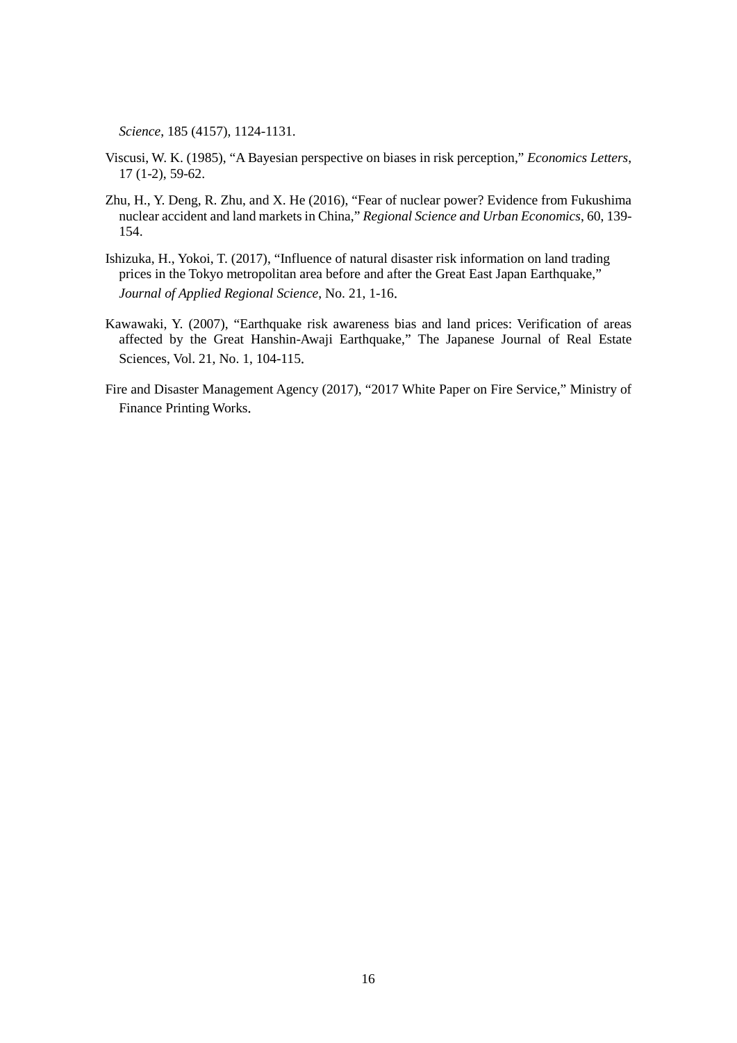*Science*, 185 (4157), 1124-1131.

Viscusi, W. K. (1985), "A Bayesian perspective on biases in risk perception," *Economics Letters*, 17 (1-2), 59-62.

Zhu, H., Y. Deng, R. Zhu, and X. He (2016), "Fear of nuclear power? Evidence from Fukushima nuclear accident and land markets in China," *Regional Science and Urban Economics*, 60, 139-154.

Ishizuka, H., Yokoi, T. (2017), "Influence of natural disaster risk information on land trading prices in the Tokyo metropolitan area before and after the Great East Japan Earthquake," *Journal of Applied Regional Science*, No. 21, 1-16.

Kawawaki, Y. (2007), "Earthquake risk awareness bias and land prices: Verification of areas affected by the Great Hanshin-Awaji Earthquake," The Japanese Journal of Real Estate Sciences, Vol. 21, No. 1, 104-115.

Fire and Disaster Management Agency (2017), "2017 White Paper on Fire Service," Ministry of Finance Printing Works.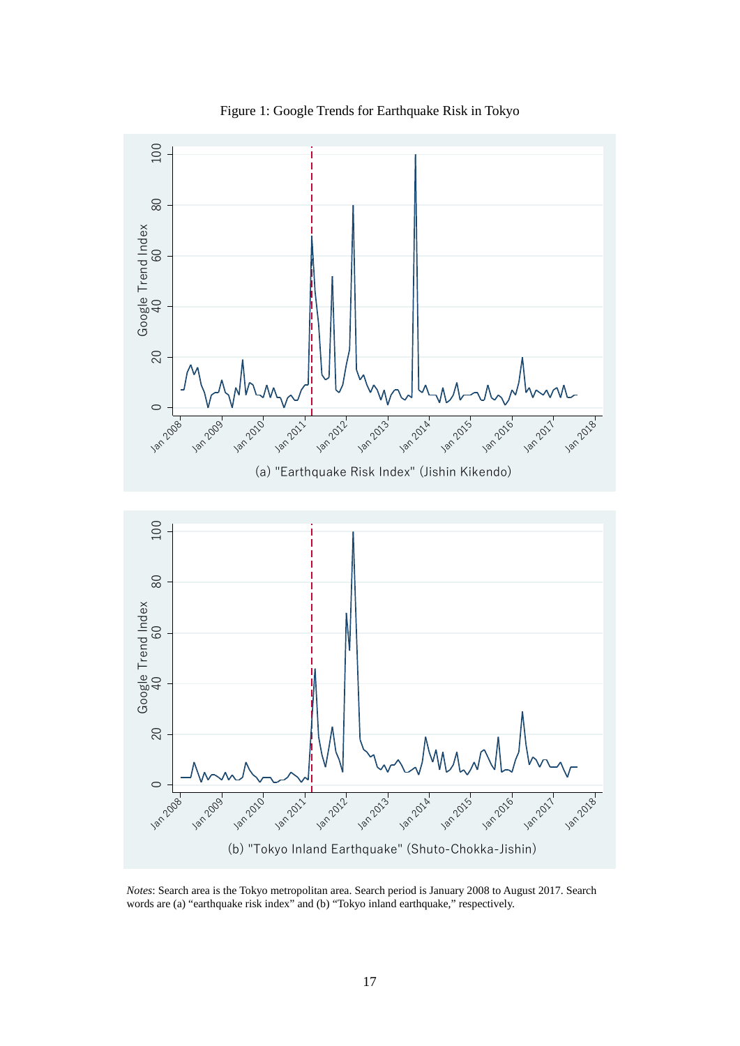Figure 1: Google Trends for Earthquake Risk in Tokyo

(a) "Earthquake Risk Index" (Jishin Kikendo)

(b) "Tokyo Inland Earthquake" (Shuto-Chokka-Jishin)

*Notes*: Search area is the Tokyo metropolitan area. Search period is January 2008 to August 2017. Search words are (a) "earthquake risk index" and (b) "Tokyo inland earthquake," respectively.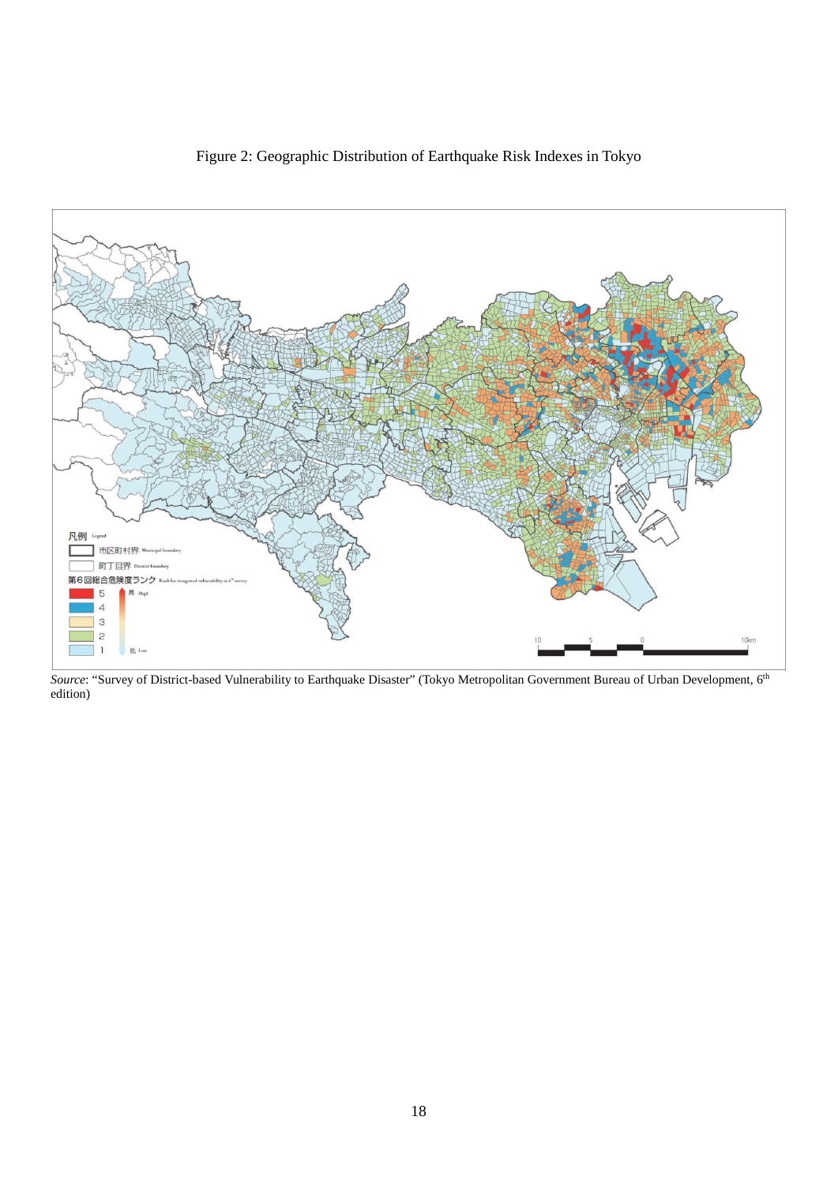Figure 2: Geographic Distribution of Earthquake Risk Indexes in Tokyo

*Source*: "Survey of District-based Vulnerability to Earthquake Disaster" (Tokyo Metropolitan Government Bureau of Urban Development, 6th edition)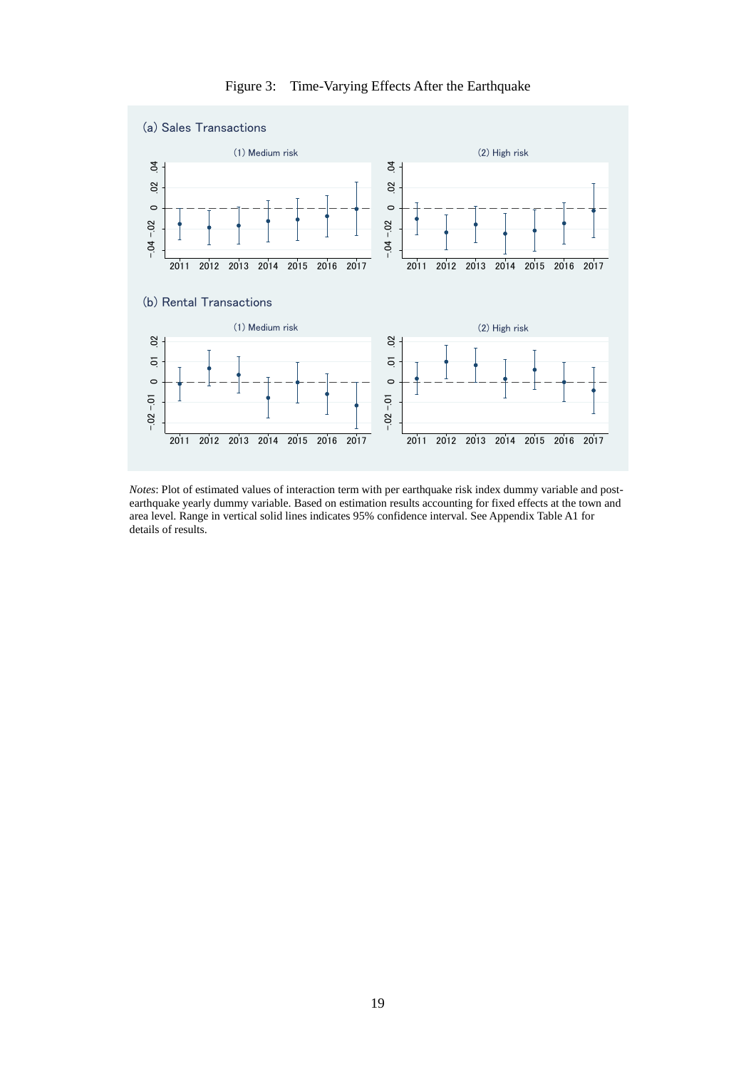Figure 3: Time-Varying Effects After the Earthquake

(a) Sales Transactions

(1) Medium risk

(2) High risk

(b) Rental Transactions

(1) Medium risk

(2) High risk

*Notes*: Plot of estimated values of interaction term with per earthquake risk index dummy variable and post-earthquake yearly dummy variable. Based on estimation results accounting for fixed effects at the town and area level. Range in vertical solid lines indicates 95% confidence interval. See Appendix Table A1 for details of results.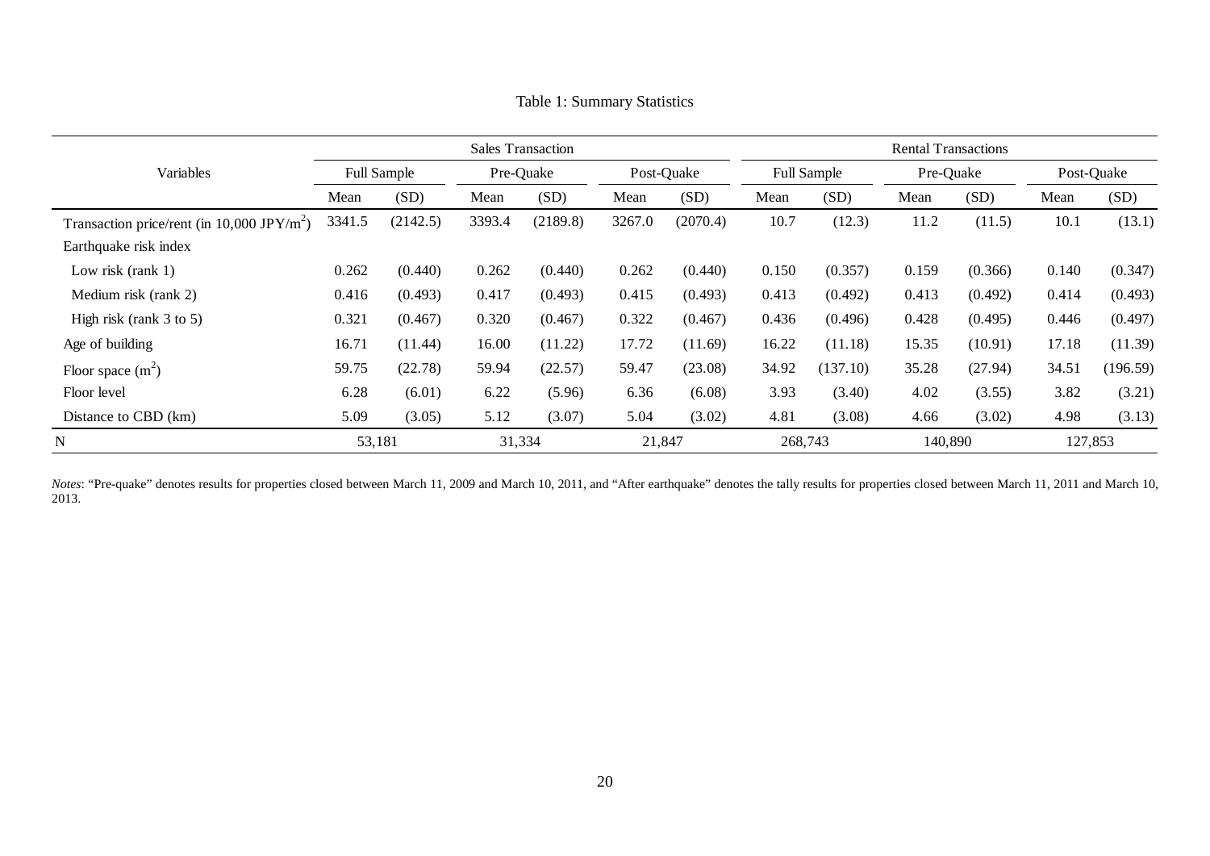Table 1: Summary Statistics

| Variables | Sales Transaction | | | | | | Rental Transactions | | | | | |
|---|---|---|---|---|---|---|---|---|---|---|---|---|
| | Full Sample | | Pre-Quake | | Post-Quake | | Full Sample | | Pre-Quake | | Post-Quake | |
| | Mean | (SD) | Mean | (SD) | Mean | (SD) | Mean | (SD) | Mean | (SD) | Mean | (SD) |
| Transaction price/rent (in 10,000 JPY/$m^2$) | 3341.5 | (2142.5) | 3393.4 | (2189.8) | 3267.0 | (2070.4) | 10.7 | (12.3) | 11.2 | (11.5) | 10.1 | (13.1) |
| Earthquake risk index | | | | | | | | | | | | |
| Low risk (rank 1) | 0.262 | (0.440) | 0.262 | (0.440) | 0.262 | (0.440) | 0.150 | (0.357) | 0.159 | (0.366) | 0.140 | (0.347) |
| Medium risk (rank 2) | 0.416 | (0.493) | 0.417 | (0.493) | 0.415 | (0.493) | 0.413 | (0.492) | 0.413 | (0.492) | 0.414 | (0.493) |
| High risk (rank 3 to 5) | 0.321 | (0.467) | 0.320 | (0.467) | 0.322 | (0.467) | 0.436 | (0.496) | 0.428 | (0.495) | 0.446 | (0.497) |
| Age of building | 16.71 | (11.44) | 16.00 | (11.22) | 17.72 | (11.69) | 16.22 | (11.18) | 15.35 | (10.91) | 17.18 | (11.39) |
| Floor space ($m^2$) | 59.75 | (22.78) | 59.94 | (22.57) | 59.47 | (23.08) | 34.92 | (137.10) | 35.28 | (27.94) | 34.51 | (196.59) |
| Floor level | 6.28 | (6.01) | 6.22 | (5.96) | 6.36 | (6.08) | 3.93 | (3.40) | 4.02 | (3.55) | 3.82 | (3.21) |
| Distance to CBD (km) | 5.09 | (3.05) | 5.12 | (3.07) | 5.04 | (3.02) | 4.81 | (3.08) | 4.66 | (3.02) | 4.98 | (3.13) |
| N | 53,181 | | 31,334 | | 21,847 | | 268,743 | | 140,890 | | 127,853 | |

*Notes*: "Pre-quake" denotes results for properties closed between March 11, 2009 and March 10, 2011, and "After earthquake" denotes the tally results for properties closed between March 11, 2011 and March 10, 2013.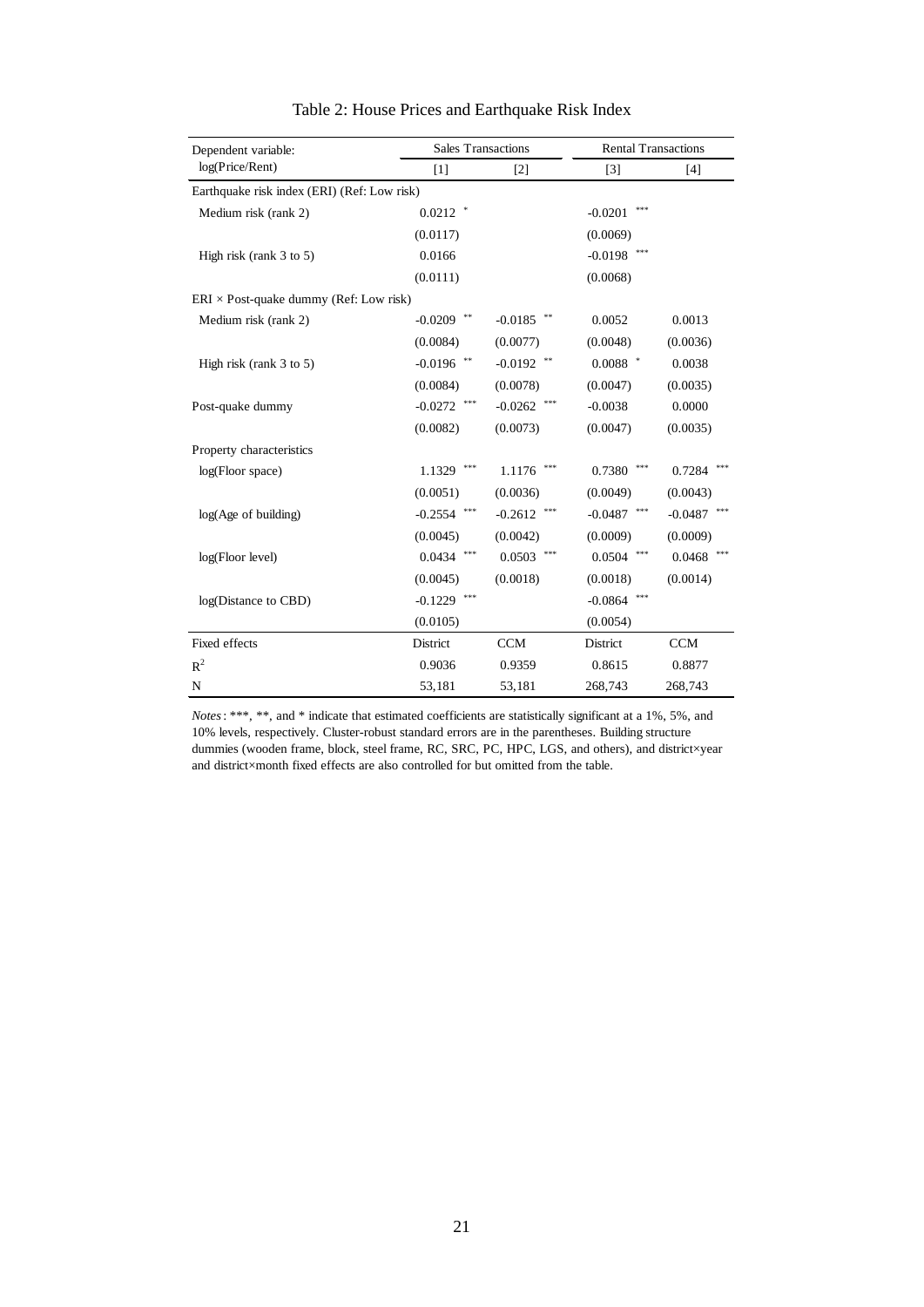Table 2: House Prices and Earthquake Risk Index

| Dependent variable: log(Price/Rent) | Sales Transactions | | Rental Transactions | |
|---|---|---|---|---|
| | [1] | [2] | [3] | [4] |
| Earthquake risk index (ERI) (Ref: Low risk) | | | | |
| Medium risk (rank 2) | 0.0212 * | | -0.0201 *** | |
| | (0.0117) | | (0.0069) | |
| High risk (rank 3 to 5) | 0.0166 | | -0.0198 *** | |
| | (0.0111) | | (0.0068) | |
| ERI × Post-quake dummy (Ref: Low risk) | | | | |
| Medium risk (rank 2) | -0.0209 ** | -0.0185 ** | 0.0052 | 0.0013 |
| | (0.0084) | (0.0077) | (0.0048) | (0.0036) |
| High risk (rank 3 to 5) | -0.0196 ** | -0.0192 ** | 0.0088 * | 0.0038 |
| | (0.0084) | (0.0078) | (0.0047) | (0.0035) |
| Post-quake dummy | -0.0272 *** | -0.0262 *** | -0.0038 | 0.0000 |
| | (0.0082) | (0.0073) | (0.0047) | (0.0035) |
| Property characteristics | | | | |
| log(Floor space) | 1.1329 *** | 1.1176 *** | 0.7380 *** | 0.7284 *** |
| | (0.0051) | (0.0036) | (0.0049) | (0.0043) |
| log(Age of building) | -0.2554 *** | -0.2612 *** | -0.0487 *** | -0.0487 *** |
| | (0.0045) | (0.0042) | (0.0009) | (0.0009) |
| log(Floor level) | 0.0434 *** | 0.0503 *** | 0.0504 *** | 0.0468 *** |
| | (0.0045) | (0.0018) | (0.0018) | (0.0014) |
| log(Distance to CBD) | -0.1229 *** | | -0.0864 *** | |
| | (0.0105) | | (0.0054) | |
| Fixed effects | District | CCM | District | CCM |
| $R^2$ | 0.9036 | 0.9359 | 0.8615 | 0.8877 |
| N | 53,181 | 53,181 | 268,743 | 268,743 |

*Notes*: ***, **, and * indicate that estimated coefficients are statistically significant at a 1%, 5%, and 10% levels, respectively. Cluster-robust standard errors are in the parentheses. Building structure dummies (wooden frame, block, steel frame, RC, SRC, PC, HPC, LGS, and others), and district×year and district×month fixed effects are also controlled for but omitted from the table.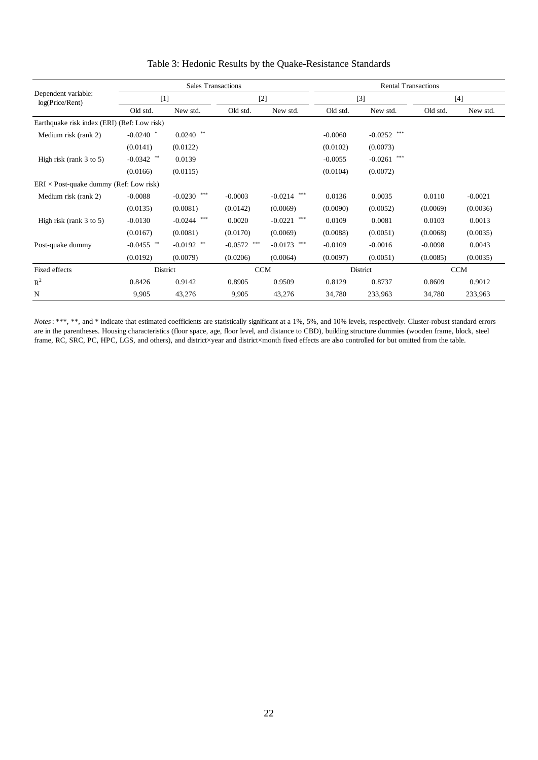Table 3: Hedonic Results by the Quake-Resistance Standards

| Dependent variable: log(Price/Rent) | Sales Transactions | | | | Rental Transactions | | | |
|---|---|---|---|---|---|---|---|---|
| | [1] | | [2] | | [3] | | [4] | |
| | Old std. | New std. | Old std. | New std. | Old std. | New std. | Old std. | New std. |
| Earthquake risk index (ERI) (Ref: Low risk) | | | | | | | | |
| Medium risk (rank 2) | -0.0240 * | 0.0240 ** | | | -0.0060 | -0.0252 *** | | |
| | (0.0141) | (0.0122) | | | (0.0102) | (0.0073) | | |
| High risk (rank 3 to 5) | -0.0342 ** | 0.0139 | | | -0.0055 | -0.0261 *** | | |
| | (0.0166) | (0.0115) | | | (0.0104) | (0.0072) | | |
| ERI × Post-quake dummy (Ref: Low risk) | | | | | | | | |
| Medium risk (rank 2) | -0.0088 | -0.0230 *** | -0.0003 | -0.0214 *** | 0.0136 | 0.0035 | 0.0110 | -0.0021 |
| | (0.0135) | (0.0081) | (0.0142) | (0.0069) | (0.0090) | (0.0052) | (0.0069) | (0.0036) |
| High risk (rank 3 to 5) | -0.0130 | -0.0244 *** | 0.0020 | -0.0221 *** | 0.0109 | 0.0081 | 0.0103 | 0.0013 |
| | (0.0167) | (0.0081) | (0.0170) | (0.0069) | (0.0088) | (0.0051) | (0.0068) | (0.0035) |
| Post-quake dummy | -0.0455 ** | -0.0192 ** | -0.0572 *** | -0.0173 *** | -0.0109 | -0.0016 | -0.0098 | 0.0043 |
| | (0.0192) | (0.0079) | (0.0206) | (0.0064) | (0.0097) | (0.0051) | (0.0085) | (0.0035) |
| Fixed effects | District | | CCM | | District | | CCM | |
| $R^2$ | 0.8426 | 0.9142 | 0.8905 | 0.9509 | 0.8129 | 0.8737 | 0.8609 | 0.9012 |
| N | 9,905 | 43,276 | 9,905 | 43,276 | 34,780 | 233,963 | 34,780 | 233,963 |

*Notes*: ***, **, and * indicate that estimated coefficients are statistically significant at a 1%, 5%, and 10% levels, respectively. Cluster-robust standard errors are in the parentheses. Housing characteristics (floor space, age, floor level, and distance to CBD), building structure dummies (wooden frame, block, steel frame, RC, SRC, PC, HPC, LGS, and others), and district×year and district×month fixed effects are also controlled for but omitted from the table.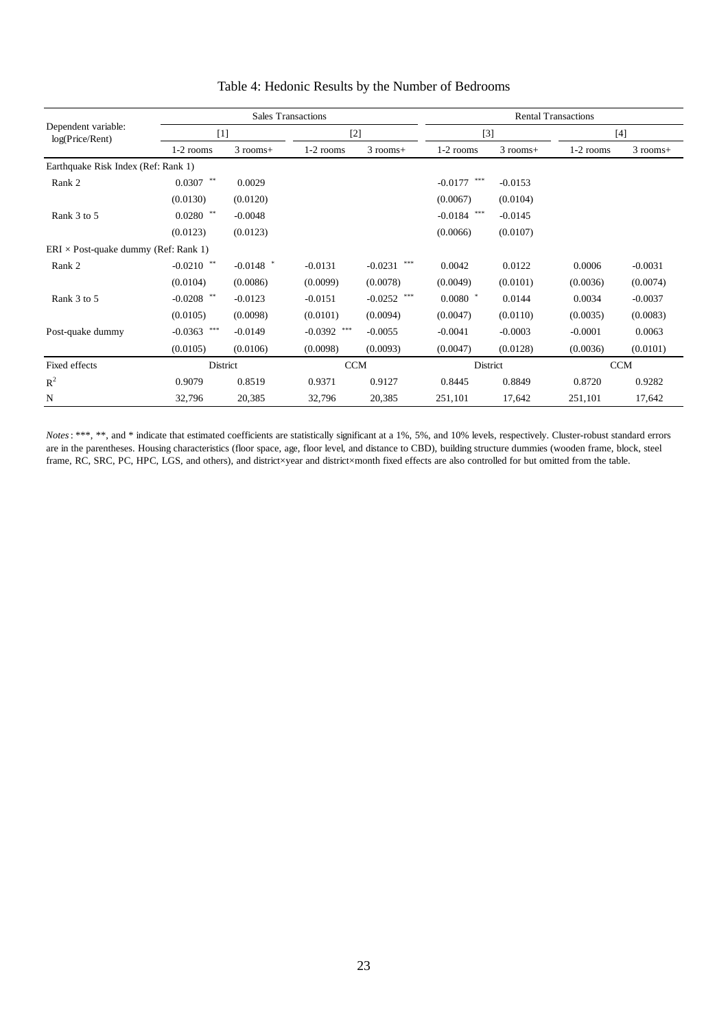# Table 4: Hedonic Results by the Number of Bedrooms

| Dependent variable: log(Price/Rent) | Sales Transactions | | | | Rental Transactions | | | |
|---|---|---|---|---|---|---|---|---|
| | [1] | | [2] | | [3] | | [4] | |
| | 1-2 rooms | 3 rooms+ | 1-2 rooms | 3 rooms+ | 1-2 rooms | 3 rooms+ | 1-2 rooms | 3 rooms+ |
| Earthquake Risk Index (Ref: Rank 1) | | | | | | | | |
| Rank 2 | 0.0307 ** | 0.0029 | | | -0.0177 *** | -0.0153 | | |
| | (0.0130) | (0.0120) | | | (0.0067) | (0.0104) | | |
| Rank 3 to 5 | 0.0280 ** | -0.0048 | | | -0.0184 *** | -0.0145 | | |
| | (0.0123) | (0.0123) | | | (0.0066) | (0.0107) | | |
| ERI × Post-quake dummy (Ref: Rank 1) | | | | | | | | |
| Rank 2 | -0.0210 ** | -0.0148 * | -0.0131 | -0.0231 *** | 0.0042 | 0.0122 | 0.0006 | -0.0031 |
| | (0.0104) | (0.0086) | (0.0099) | (0.0078) | (0.0049) | (0.0101) | (0.0036) | (0.0074) |
| Rank 3 to 5 | -0.0208 ** | -0.0123 | -0.0151 | -0.0252 *** | 0.0080 * | 0.0144 | 0.0034 | -0.0037 |
| | (0.0105) | (0.0098) | (0.0101) | (0.0094) | (0.0047) | (0.0110) | (0.0035) | (0.0083) |
| Post-quake dummy | -0.0363 *** | -0.0149 | -0.0392 *** | -0.0055 | -0.0041 | -0.0003 | -0.0001 | 0.0063 |
| | (0.0105) | (0.0106) | (0.0098) | (0.0093) | (0.0047) | (0.0128) | (0.0036) | (0.0101) |
| Fixed effects | District | | CCM | | District | | CCM | |
| $R^2$ | 0.9079 | 0.8519 | 0.9371 | 0.9127 | 0.8445 | 0.8849 | 0.8720 | 0.9282 |
| N | 32,796 | 20,385 | 32,796 | 20,385 | 251,101 | 17,642 | 251,101 | 17,642 |

*Notes*: ***, **, and * indicate that estimated coefficients are statistically significant at a 1%, 5%, and 10% levels, respectively. Cluster-robust standard errors are in the parentheses. Housing characteristics (floor space, age, floor level, and distance to CBD), building structure dummies (wooden frame, block, steel frame, RC, SRC, PC, HPC, LGS, and others), and district×year and district×month fixed effects are also controlled for but omitted from the table.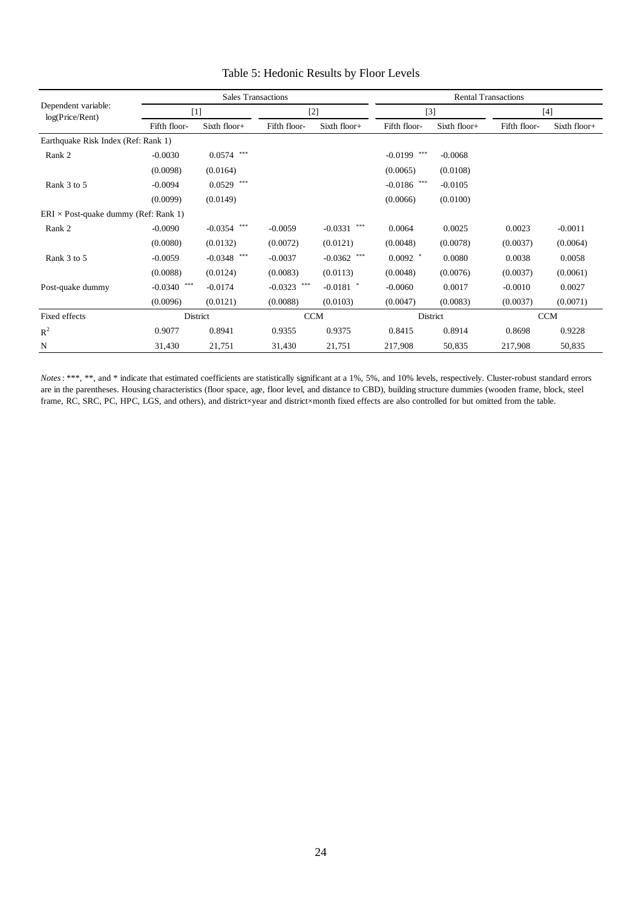Table 5: Hedonic Results by Floor Levels

| Dependent variable: log(Price/Rent) | Sales Transactions | | | | Rental Transactions | | | |
|---|---|---|---|---|---|---|---|---|
| | [1] | | [2] | | [3] | | [4] | |
| | Fifth floor- | Sixth floor+ | Fifth floor- | Sixth floor+ | Fifth floor- | Sixth floor+ | Fifth floor- | Sixth floor+ |
| Earthquake Risk Index (Ref: Rank 1) | | | | | | | | |
| Rank 2 | -0.0030 | 0.0574 *** | | | -0.0199 *** | -0.0068 | | |
| | (0.0098) | (0.0164) | | | (0.0065) | (0.0108) | | |
| Rank 3 to 5 | -0.0094 | 0.0529 *** | | | -0.0186 *** | -0.0105 | | |
| | (0.0099) | (0.0149) | | | (0.0066) | (0.0100) | | |
| ERI × Post-quake dummy (Ref: Rank 1) | | | | | | | | |
| Rank 2 | -0.0090 | -0.0354 *** | -0.0059 | -0.0331 *** | 0.0064 | 0.0025 | 0.0023 | -0.0011 |
| | (0.0080) | (0.0132) | (0.0072) | (0.0121) | (0.0048) | (0.0078) | (0.0037) | (0.0064) |
| Rank 3 to 5 | -0.0059 | -0.0348 *** | -0.0037 | -0.0362 *** | 0.0092 * | 0.0080 | 0.0038 | 0.0058 |
| | (0.0088) | (0.0124) | (0.0083) | (0.0113) | (0.0048) | (0.0076) | (0.0037) | (0.0061) |
| Post-quake dummy | -0.0340 *** | -0.0174 | -0.0323 *** | -0.0181 * | -0.0060 | 0.0017 | -0.0010 | 0.0027 |
| | (0.0096) | (0.0121) | (0.0088) | (0.0103) | (0.0047) | (0.0083) | (0.0037) | (0.0071) |
| Fixed effects | District | | CCM | | District | | CCM | |
| $R^2$ | 0.9077 | 0.8941 | 0.9355 | 0.9375 | 0.8415 | 0.8914 | 0.8698 | 0.9228 |
| N | 31,430 | 21,751 | 31,430 | 21,751 | 217,908 | 50,835 | 217,908 | 50,835 |

*Notes*: ***, **, and * indicate that estimated coefficients are statistically significant at a 1%, 5%, and 10% levels, respectively. Cluster-robust standard errors are in the parentheses. Housing characteristics (floor space, age, floor level, and distance to CBD), building structure dummies (wooden frame, block, steel frame, RC, SRC, PC, HPC, LGS, and others), and district×year and district×month fixed effects are also controlled for but omitted from the table.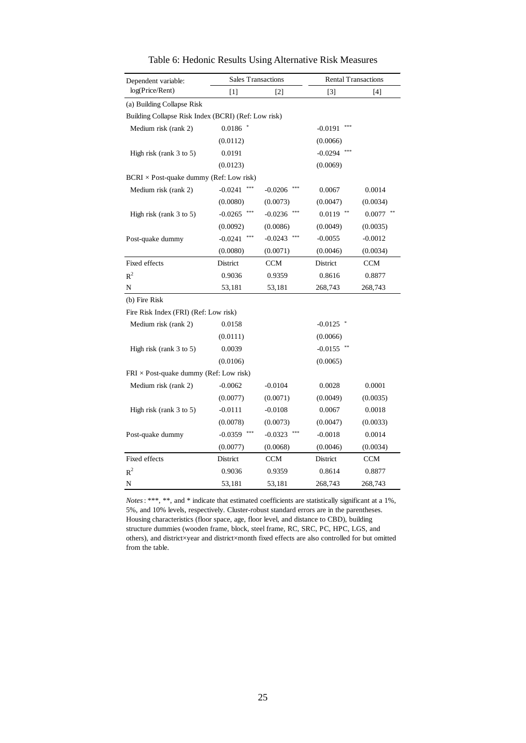Table 6: Hedonic Results Using Alternative Risk Measures

| Dependent variable: log(Price/Rent) | Sales Transactions | | Rental Transactions | |
|---|---|---|---|---|
| | [1] | [2] | [3] | [4] |
| (a) Building Collapse Risk | | | | |
| Building Collapse Risk Index (BCRI) (Ref: Low risk) | | | | |
| Medium risk (rank 2) | 0.0186 * | | -0.0191 *** | |
| | (0.0112) | | (0.0066) | |
| High risk (rank 3 to 5) | 0.0191 | | -0.0294 *** | |
| | (0.0123) | | (0.0069) | |
| BCRI × Post-quake dummy (Ref: Low risk) | | | | |
| Medium risk (rank 2) | -0.0241 *** | -0.0206 *** | 0.0067 | 0.0014 |
| | (0.0080) | (0.0073) | (0.0047) | (0.0034) |
| High risk (rank 3 to 5) | -0.0265 *** | -0.0236 *** | 0.0119 ** | 0.0077 ** |
| | (0.0092) | (0.0086) | (0.0049) | (0.0035) |
| Post-quake dummy | -0.0241 *** | -0.0243 *** | -0.0055 | -0.0012 |
| | (0.0080) | (0.0071) | (0.0046) | (0.0034) |
| Fixed effects | District | CCM | District | CCM |
| $R^2$ | 0.9036 | 0.9359 | 0.8616 | 0.8877 |
| N | 53,181 | 53,181 | 268,743 | 268,743 |
| (b) Fire Risk | | | | |
| Fire Risk Index (FRI) (Ref: Low risk) | | | | |
| Medium risk (rank 2) | 0.0158 | | -0.0125 * | |
| | (0.0111) | | (0.0066) | |
| High risk (rank 3 to 5) | 0.0039 | | -0.0155 ** | |
| | (0.0106) | | (0.0065) | |
| FRI × Post-quake dummy (Ref: Low risk) | | | | |
| Medium risk (rank 2) | -0.0062 | -0.0104 | 0.0028 | 0.0001 |
| | (0.0077) | (0.0071) | (0.0049) | (0.0035) |
| High risk (rank 3 to 5) | -0.0111 | -0.0108 | 0.0067 | 0.0018 |
| | (0.0078) | (0.0073) | (0.0047) | (0.0033) |
| Post-quake dummy | -0.0359 *** | -0.0323 *** | -0.0018 | 0.0014 |
| | (0.0077) | (0.0068) | (0.0046) | (0.0034) |
| Fixed effects | District | CCM | District | CCM |
| $R^2$ | 0.9036 | 0.9359 | 0.8614 | 0.8877 |
| N | 53,181 | 53,181 | 268,743 | 268,743 |

*Notes*: ***, **, and * indicate that estimated coefficients are statistically significant at a 1%, 5%, and 10% levels, respectively. Cluster-robust standard errors are in the parentheses. Housing characteristics (floor space, age, floor level, and distance to CBD), building structure dummies (wooden frame, block, steel frame, RC, SRC, PC, HPC, LGS, and others), and district×year and district×month fixed effects are also controlled for but omitted from the table.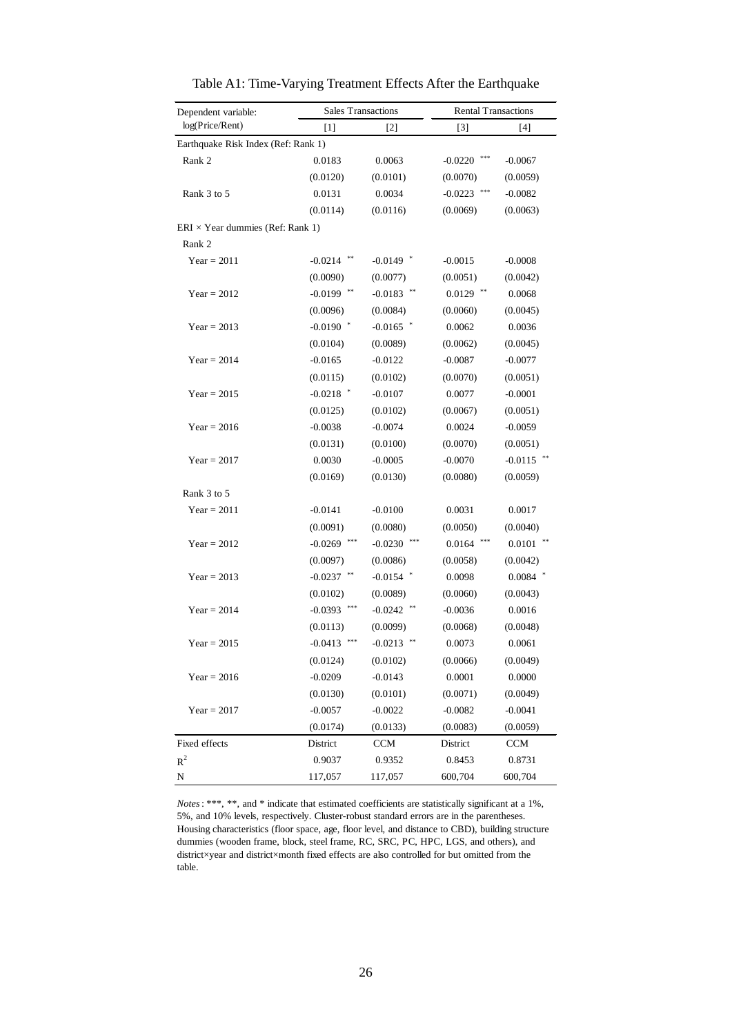Table A1: Time-Varying Treatment Effects After the Earthquake

| Dependent variable: log(Price/Rent) | Sales Transactions | | Rental Transactions | |
|---|---|---|---|---|
| | [1] | [2] | [3] | [4] |
| Earthquake Risk Index (Ref: Rank 1) | | | | |
| Rank 2 | 0.0183 | 0.0063 | -0.0220 *** | -0.0067 |
| | (0.0120) | (0.0101) | (0.0070) | (0.0059) |
| Rank 3 to 5 | 0.0131 | 0.0034 | -0.0223 *** | -0.0082 |
| | (0.0114) | (0.0116) | (0.0069) | (0.0063) |
| ERI × Year dummies (Ref: Rank 1) | | | | |
| Rank 2 | | | | |
| Year = 2011 | -0.0214 ** | -0.0149 * | -0.0015 | -0.0008 |
| | (0.0090) | (0.0077) | (0.0051) | (0.0042) |
| Year = 2012 | -0.0199 ** | -0.0183 ** | 0.0129 ** | 0.0068 |
| | (0.0096) | (0.0084) | (0.0060) | (0.0045) |
| Year = 2013 | -0.0190 * | -0.0165 * | 0.0062 | 0.0036 |
| | (0.0104) | (0.0089) | (0.0062) | (0.0045) |
| Year = 2014 | -0.0165 | -0.0122 | -0.0087 | -0.0077 |
| | (0.0115) | (0.0102) | (0.0070) | (0.0051) |
| Year = 2015 | -0.0218 * | -0.0107 | 0.0077 | -0.0001 |
| | (0.0125) | (0.0102) | (0.0067) | (0.0051) |
| Year = 2016 | -0.0038 | -0.0074 | 0.0024 | -0.0059 |
| | (0.0131) | (0.0100) | (0.0070) | (0.0051) |
| Year = 2017 | 0.0030 | -0.0005 | -0.0070 | -0.0115 ** |
| | (0.0169) | (0.0130) | (0.0080) | (0.0059) |
| Rank 3 to 5 | | | | |
| Year = 2011 | -0.0141 | -0.0100 | 0.0031 | 0.0017 |
| | (0.0091) | (0.0080) | (0.0050) | (0.0040) |
| Year = 2012 | -0.0269 *** | -0.0230 *** | 0.0164 *** | 0.0101 ** |
| | (0.0097) | (0.0086) | (0.0058) | (0.0042) |
| Year = 2013 | -0.0237 ** | -0.0154 * | 0.0098 | 0.0084 * |
| | (0.0102) | (0.0089) | (0.0060) | (0.0043) |
| Year = 2014 | -0.0393 *** | -0.0242 ** | -0.0036 | 0.0016 |
| | (0.0113) | (0.0099) | (0.0068) | (0.0048) |
| Year = 2015 | -0.0413 *** | -0.0213 ** | 0.0073 | 0.0061 |
| | (0.0124) | (0.0102) | (0.0066) | (0.0049) |
| Year = 2016 | -0.0209 | -0.0143 | 0.0001 | 0.0000 |
| | (0.0130) | (0.0101) | (0.0071) | (0.0049) |
| Year = 2017 | -0.0057 | -0.0022 | -0.0082 | -0.0041 |
| | (0.0174) | (0.0133) | (0.0083) | (0.0059) |
| Fixed effects | District | CCM | District | CCM |
| $R^2$ | 0.9037 | 0.9352 | 0.8453 | 0.8731 |
| N | 117,057 | 117,057 | 600,704 | 600,704 |

*Notes*: ***, **, and * indicate that estimated coefficients are statistically significant at a 1%, 5%, and 10% levels, respectively. Cluster-robust standard errors are in the parentheses. Housing characteristics (floor space, age, floor level, and distance to CBD), building structure dummies (wooden frame, block, steel frame, RC, SRC, PC, HPC, LGS, and others), and district×year and district×month fixed effects are also controlled for but omitted from the table.